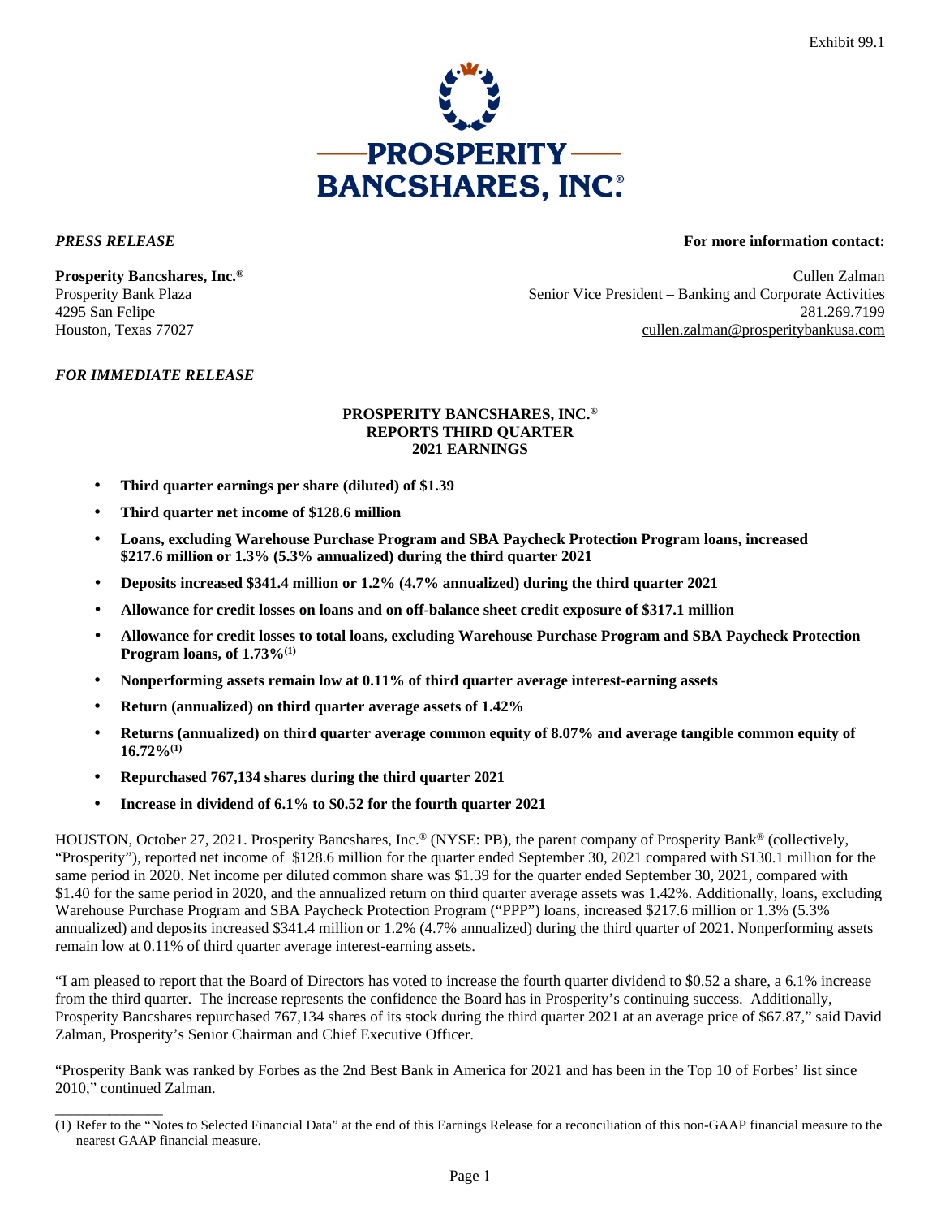Exhibit 99.1

**PROSPERITY BANCSHARES, INC.®**

***PRESS RELEASE***

**For more information contact:**

**Prosperity Bancshares, Inc.®**
Prosperity Bank Plaza
4295 San Felipe
Houston, Texas 77027

Cullen Zalman
Senior Vice President – Banking and Corporate Activities
281.269.7199
cullen.zalman@prosperitybankusa.com

***FOR IMMEDIATE RELEASE***

# PROSPERITY BANCSHARES, INC.® REPORTS THIRD QUARTER 2021 EARNINGS

- **Third quarter earnings per share (diluted) of $1.39**
- **Third quarter net income of $128.6 million**
- **Loans, excluding Warehouse Purchase Program and SBA Paycheck Protection Program loans, increased $217.6 million or 1.3% (5.3% annualized) during the third quarter 2021**
- **Deposits increased $341.4 million or 1.2% (4.7% annualized) during the third quarter 2021**
- **Allowance for credit losses on loans and on off-balance sheet credit exposure of $317.1 million**
- **Allowance for credit losses to total loans, excluding Warehouse Purchase Program and SBA Paycheck Protection Program loans, of 1.73%[(1)]**
- **Nonperforming assets remain low at 0.11% of third quarter average interest-earning assets**
- **Return (annualized) on third quarter average assets of 1.42%**
- **Returns (annualized) on third quarter average common equity of 8.07% and average tangible common equity of 16.72%[(1)]**
- **Repurchased 767,134 shares during the third quarter 2021**
- **Increase in dividend of 6.1% to $0.52 for the fourth quarter 2021**

HOUSTON, October 27, 2021. Prosperity Bancshares, Inc.® (NYSE: PB), the parent company of Prosperity Bank® (collectively, "Prosperity"), reported net income of $128.6 million for the quarter ended September 30, 2021 compared with $130.1 million for the same period in 2020. Net income per diluted common share was $1.39 for the quarter ended September 30, 2021, compared with $1.40 for the same period in 2020, and the annualized return on third quarter average assets was 1.42%. Additionally, loans, excluding Warehouse Purchase Program and SBA Paycheck Protection Program ("PPP") loans, increased $217.6 million or 1.3% (5.3% annualized) and deposits increased $341.4 million or 1.2% (4.7% annualized) during the third quarter of 2021. Nonperforming assets remain low at 0.11% of third quarter average interest-earning assets.

"I am pleased to report that the Board of Directors has voted to increase the fourth quarter dividend to $0.52 a share, a 6.1% increase from the third quarter. The increase represents the confidence the Board has in Prosperity's continuing success. Additionally, Prosperity Bancshares repurchased 767,134 shares of its stock during the third quarter 2021 at an average price of $67.87," said David Zalman, Prosperity's Senior Chairman and Chief Executive Officer.

"Prosperity Bank was ranked by Forbes as the 2nd Best Bank in America for 2021 and has been in the Top 10 of Forbes' list since 2010," continued Zalman.

---

(1) Refer to the "Notes to Selected Financial Data" at the end of this Earnings Release for a reconciliation of this non-GAAP financial measure to the nearest GAAP financial measure.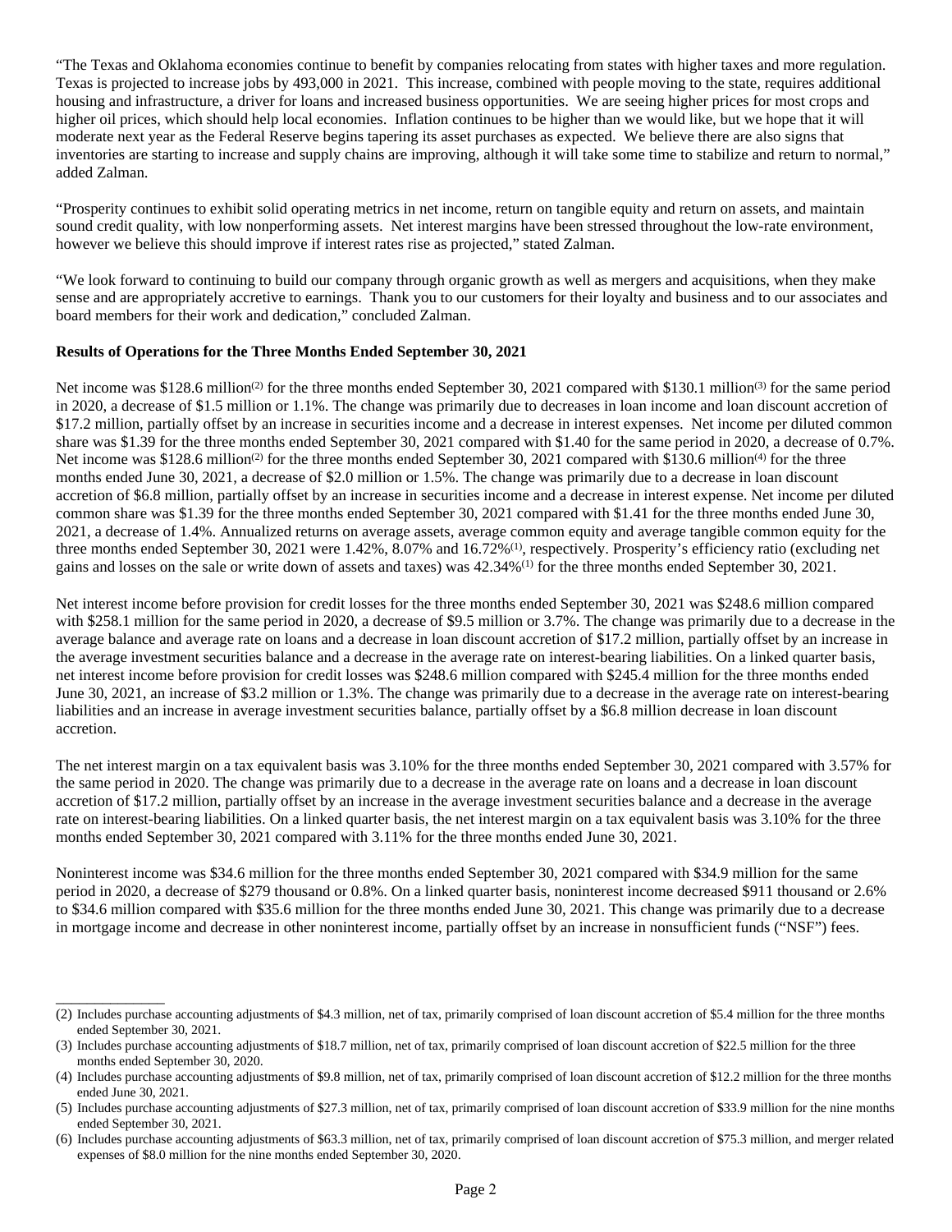"The Texas and Oklahoma economies continue to benefit by companies relocating from states with higher taxes and more regulation. Texas is projected to increase jobs by 493,000 in 2021. This increase, combined with people moving to the state, requires additional housing and infrastructure, a driver for loans and increased business opportunities. We are seeing higher prices for most crops and higher oil prices, which should help local economies. Inflation continues to be higher than we would like, but we hope that it will moderate next year as the Federal Reserve begins tapering its asset purchases as expected. We believe there are also signs that inventories are starting to increase and supply chains are improving, although it will take some time to stabilize and return to normal," added Zalman.

"Prosperity continues to exhibit solid operating metrics in net income, return on tangible equity and return on assets, and maintain sound credit quality, with low nonperforming assets. Net interest margins have been stressed throughout the low-rate environment, however we believe this should improve if interest rates rise as projected," stated Zalman.

"We look forward to continuing to build our company through organic growth as well as mergers and acquisitions, when they make sense and are appropriately accretive to earnings. Thank you to our customers for their loyalty and business and to our associates and board members for their work and dedication," concluded Zalman.

**Results of Operations for the Three Months Ended September 30, 2021**

Net income was $128.6 million[(2)] for the three months ended September 30, 2021 compared with $130.1 million[(3)] for the same period in 2020, a decrease of $1.5 million or 1.1%. The change was primarily due to decreases in loan income and loan discount accretion of $17.2 million, partially offset by an increase in securities income and a decrease in interest expenses. Net income per diluted common share was $1.39 for the three months ended September 30, 2021 compared with $1.40 for the same period in 2020, a decrease of 0.7%. Net income was $128.6 million[(2)] for the three months ended September 30, 2021 compared with $130.6 million[(4)] for the three months ended June 30, 2021, a decrease of $2.0 million or 1.5%. The change was primarily due to a decrease in loan discount accretion of $6.8 million, partially offset by an increase in securities income and a decrease in interest expense. Net income per diluted common share was $1.39 for the three months ended September 30, 2021 compared with $1.41 for the three months ended June 30, 2021, a decrease of 1.4%. Annualized returns on average assets, average common equity and average tangible common equity for the three months ended September 30, 2021 were 1.42%, 8.07% and 16.72%[(1)], respectively. Prosperity's efficiency ratio (excluding net gains and losses on the sale or write down of assets and taxes) was 42.34%[(1)] for the three months ended September 30, 2021.

Net interest income before provision for credit losses for the three months ended September 30, 2021 was $248.6 million compared with $258.1 million for the same period in 2020, a decrease of $9.5 million or 3.7%. The change was primarily due to a decrease in the average balance and average rate on loans and a decrease in loan discount accretion of $17.2 million, partially offset by an increase in the average investment securities balance and a decrease in the average rate on interest-bearing liabilities. On a linked quarter basis, net interest income before provision for credit losses was $248.6 million compared with $245.4 million for the three months ended June 30, 2021, an increase of $3.2 million or 1.3%. The change was primarily due to a decrease in the average rate on interest-bearing liabilities and an increase in average investment securities balance, partially offset by a $6.8 million decrease in loan discount accretion.

The net interest margin on a tax equivalent basis was 3.10% for the three months ended September 30, 2021 compared with 3.57% for the same period in 2020. The change was primarily due to a decrease in the average rate on loans and a decrease in loan discount accretion of $17.2 million, partially offset by an increase in the average investment securities balance and a decrease in the average rate on interest-bearing liabilities. On a linked quarter basis, the net interest margin on a tax equivalent basis was 3.10% for the three months ended September 30, 2021 compared with 3.11% for the three months ended June 30, 2021.

Noninterest income was $34.6 million for the three months ended September 30, 2021 compared with $34.9 million for the same period in 2020, a decrease of $279 thousand or 0.8%. On a linked quarter basis, noninterest income decreased $911 thousand or 2.6% to $34.6 million compared with $35.6 million for the three months ended June 30, 2021. This change was primarily due to a decrease in mortgage income and decrease in other noninterest income, partially offset by an increase in nonsufficient funds ("NSF") fees.

---

(2) Includes purchase accounting adjustments of $4.3 million, net of tax, primarily comprised of loan discount accretion of $5.4 million for the three months ended September 30, 2021.

(3) Includes purchase accounting adjustments of $18.7 million, net of tax, primarily comprised of loan discount accretion of $22.5 million for the three months ended September 30, 2020.

(4) Includes purchase accounting adjustments of $9.8 million, net of tax, primarily comprised of loan discount accretion of $12.2 million for the three months ended June 30, 2021.

(5) Includes purchase accounting adjustments of $27.3 million, net of tax, primarily comprised of loan discount accretion of $33.9 million for the nine months ended September 30, 2021.

(6) Includes purchase accounting adjustments of $63.3 million, net of tax, primarily comprised of loan discount accretion of $75.3 million, and merger related expenses of $8.0 million for the nine months ended September 30, 2020.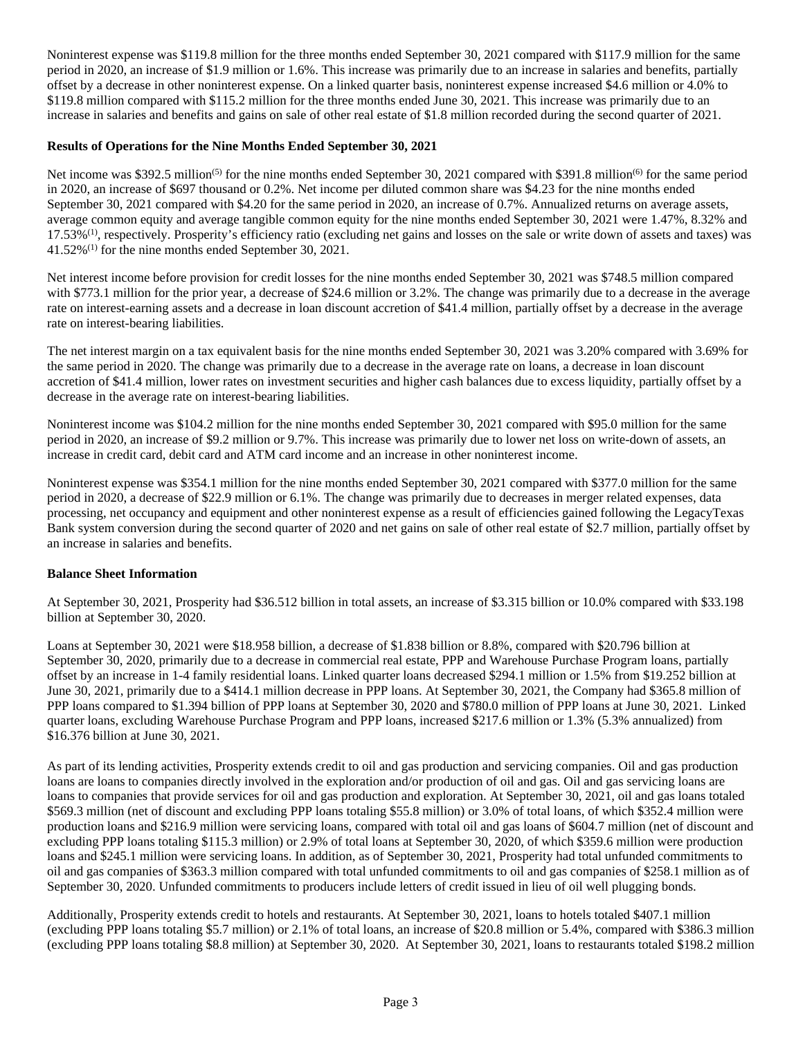Noninterest expense was $119.8 million for the three months ended September 30, 2021 compared with $117.9 million for the same period in 2020, an increase of $1.9 million or 1.6%. This increase was primarily due to an increase in salaries and benefits, partially offset by a decrease in other noninterest expense. On a linked quarter basis, noninterest expense increased $4.6 million or 4.0% to $119.8 million compared with $115.2 million for the three months ended June 30, 2021. This increase was primarily due to an increase in salaries and benefits and gains on sale of other real estate of $1.8 million recorded during the second quarter of 2021.

**Results of Operations for the Nine Months Ended September 30, 2021**

Net income was $392.5 million[(5)] for the nine months ended September 30, 2021 compared with $391.8 million[(6)] for the same period in 2020, an increase of $697 thousand or 0.2%. Net income per diluted common share was $4.23 for the nine months ended September 30, 2021 compared with $4.20 for the same period in 2020, an increase of 0.7%. Annualized returns on average assets, average common equity and average tangible common equity for the nine months ended September 30, 2021 were 1.47%, 8.32% and 17.53%[(1)], respectively. Prosperity's efficiency ratio (excluding net gains and losses on the sale or write down of assets and taxes) was 41.52%[(1)] for the nine months ended September 30, 2021.

Net interest income before provision for credit losses for the nine months ended September 30, 2021 was $748.5 million compared with $773.1 million for the prior year, a decrease of $24.6 million or 3.2%. The change was primarily due to a decrease in the average rate on interest-earning assets and a decrease in loan discount accretion of $41.4 million, partially offset by a decrease in the average rate on interest-bearing liabilities.

The net interest margin on a tax equivalent basis for the nine months ended September 30, 2021 was 3.20% compared with 3.69% for the same period in 2020. The change was primarily due to a decrease in the average rate on loans, a decrease in loan discount accretion of $41.4 million, lower rates on investment securities and higher cash balances due to excess liquidity, partially offset by a decrease in the average rate on interest-bearing liabilities.

Noninterest income was $104.2 million for the nine months ended September 30, 2021 compared with $95.0 million for the same period in 2020, an increase of $9.2 million or 9.7%. This increase was primarily due to lower net loss on write-down of assets, an increase in credit card, debit card and ATM card income and an increase in other noninterest income.

Noninterest expense was $354.1 million for the nine months ended September 30, 2021 compared with $377.0 million for the same period in 2020, a decrease of $22.9 million or 6.1%. The change was primarily due to decreases in merger related expenses, data processing, net occupancy and equipment and other noninterest expense as a result of efficiencies gained following the LegacyTexas Bank system conversion during the second quarter of 2020 and net gains on sale of other real estate of $2.7 million, partially offset by an increase in salaries and benefits.

**Balance Sheet Information**

At September 30, 2021, Prosperity had $36.512 billion in total assets, an increase of $3.315 billion or 10.0% compared with $33.198 billion at September 30, 2020.

Loans at September 30, 2021 were $18.958 billion, a decrease of $1.838 billion or 8.8%, compared with $20.796 billion at September 30, 2020, primarily due to a decrease in commercial real estate, PPP and Warehouse Purchase Program loans, partially offset by an increase in 1-4 family residential loans. Linked quarter loans decreased $294.1 million or 1.5% from $19.252 billion at June 30, 2021, primarily due to a $414.1 million decrease in PPP loans. At September 30, 2021, the Company had $365.8 million of PPP loans compared to $1.394 billion of PPP loans at September 30, 2020 and $780.0 million of PPP loans at June 30, 2021. Linked quarter loans, excluding Warehouse Purchase Program and PPP loans, increased $217.6 million or 1.3% (5.3% annualized) from $16.376 billion at June 30, 2021.

As part of its lending activities, Prosperity extends credit to oil and gas production and servicing companies. Oil and gas production loans are loans to companies directly involved in the exploration and/or production of oil and gas. Oil and gas servicing loans are loans to companies that provide services for oil and gas production and exploration. At September 30, 2021, oil and gas loans totaled $569.3 million (net of discount and excluding PPP loans totaling $55.8 million) or 3.0% of total loans, of which $352.4 million were production loans and $216.9 million were servicing loans, compared with total oil and gas loans of $604.7 million (net of discount and excluding PPP loans totaling $115.3 million) or 2.9% of total loans at September 30, 2020, of which $359.6 million were production loans and $245.1 million were servicing loans. In addition, as of September 30, 2021, Prosperity had total unfunded commitments to oil and gas companies of $363.3 million compared with total unfunded commitments to oil and gas companies of $258.1 million as of September 30, 2020. Unfunded commitments to producers include letters of credit issued in lieu of oil well plugging bonds.

Additionally, Prosperity extends credit to hotels and restaurants. At September 30, 2021, loans to hotels totaled $407.1 million (excluding PPP loans totaling $5.7 million) or 2.1% of total loans, an increase of $20.8 million or 5.4%, compared with $386.3 million (excluding PPP loans totaling $8.8 million) at September 30, 2020. At September 30, 2021, loans to restaurants totaled $198.2 million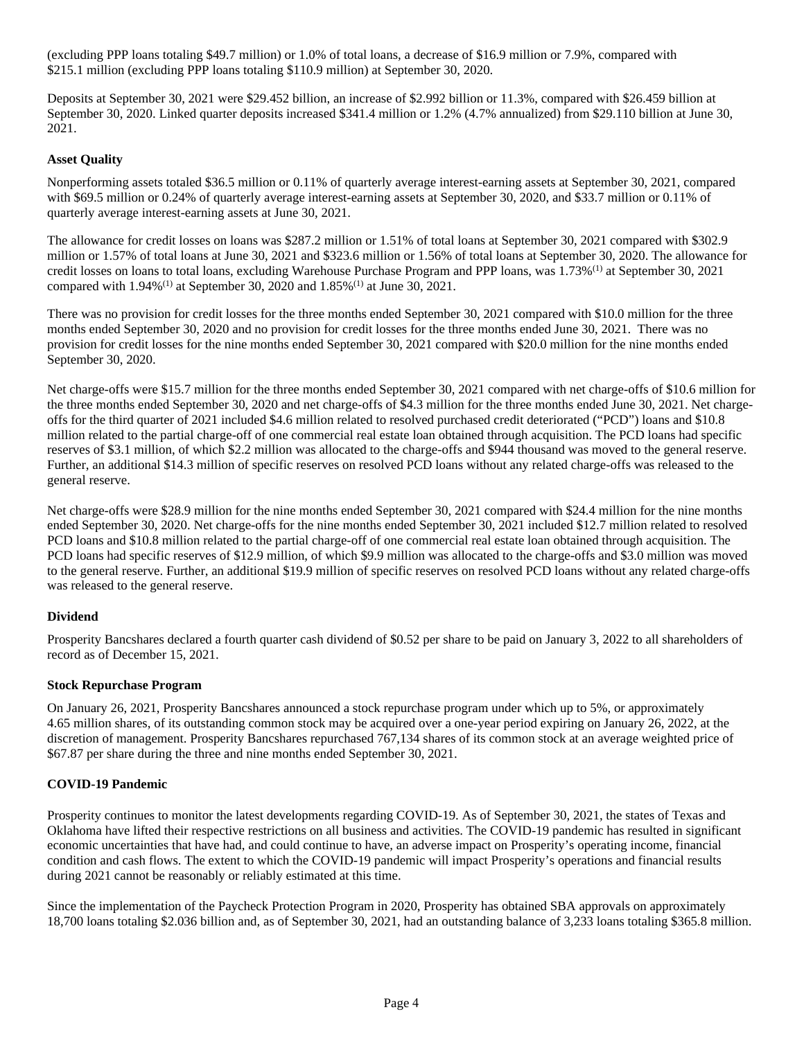(excluding PPP loans totaling $49.7 million) or 1.0% of total loans, a decrease of $16.9 million or 7.9%, compared with $215.1 million (excluding PPP loans totaling $110.9 million) at September 30, 2020.

Deposits at September 30, 2021 were $29.452 billion, an increase of $2.992 billion or 11.3%, compared with $26.459 billion at September 30, 2020. Linked quarter deposits increased $341.4 million or 1.2% (4.7% annualized) from $29.110 billion at June 30, 2021.

**Asset Quality**

Nonperforming assets totaled $36.5 million or 0.11% of quarterly average interest-earning assets at September 30, 2021, compared with $69.5 million or 0.24% of quarterly average interest-earning assets at September 30, 2020, and $33.7 million or 0.11% of quarterly average interest-earning assets at June 30, 2021.

The allowance for credit losses on loans was $287.2 million or 1.51% of total loans at September 30, 2021 compared with $302.9 million or 1.57% of total loans at June 30, 2021 and $323.6 million or 1.56% of total loans at September 30, 2020. The allowance for credit losses on loans to total loans, excluding Warehouse Purchase Program and PPP loans, was 1.73%(1) at September 30, 2021 compared with 1.94%(1) at September 30, 2020 and 1.85%(1) at June 30, 2021.

There was no provision for credit losses for the three months ended September 30, 2021 compared with $10.0 million for the three months ended September 30, 2020 and no provision for credit losses for the three months ended June 30, 2021. There was no provision for credit losses for the nine months ended September 30, 2021 compared with $20.0 million for the nine months ended September 30, 2020.

Net charge-offs were $15.7 million for the three months ended September 30, 2021 compared with net charge-offs of $10.6 million for the three months ended September 30, 2020 and net charge-offs of $4.3 million for the three months ended June 30, 2021. Net charge-offs for the third quarter of 2021 included $4.6 million related to resolved purchased credit deteriorated ("PCD") loans and $10.8 million related to the partial charge-off of one commercial real estate loan obtained through acquisition. The PCD loans had specific reserves of $3.1 million, of which $2.2 million was allocated to the charge-offs and $944 thousand was moved to the general reserve. Further, an additional $14.3 million of specific reserves on resolved PCD loans without any related charge-offs was released to the general reserve.

Net charge-offs were $28.9 million for the nine months ended September 30, 2021 compared with $24.4 million for the nine months ended September 30, 2020. Net charge-offs for the nine months ended September 30, 2021 included $12.7 million related to resolved PCD loans and $10.8 million related to the partial charge-off of one commercial real estate loan obtained through acquisition. The PCD loans had specific reserves of $12.9 million, of which $9.9 million was allocated to the charge-offs and $3.0 million was moved to the general reserve. Further, an additional $19.9 million of specific reserves on resolved PCD loans without any related charge-offs was released to the general reserve.

**Dividend**

Prosperity Bancshares declared a fourth quarter cash dividend of $0.52 per share to be paid on January 3, 2022 to all shareholders of record as of December 15, 2021.

**Stock Repurchase Program**

On January 26, 2021, Prosperity Bancshares announced a stock repurchase program under which up to 5%, or approximately 4.65 million shares, of its outstanding common stock may be acquired over a one-year period expiring on January 26, 2022, at the discretion of management. Prosperity Bancshares repurchased 767,134 shares of its common stock at an average weighted price of $67.87 per share during the three and nine months ended September 30, 2021.

**COVID-19 Pandemic**

Prosperity continues to monitor the latest developments regarding COVID-19. As of September 30, 2021, the states of Texas and Oklahoma have lifted their respective restrictions on all business and activities. The COVID-19 pandemic has resulted in significant economic uncertainties that have had, and could continue to have, an adverse impact on Prosperity's operating income, financial condition and cash flows. The extent to which the COVID-19 pandemic will impact Prosperity's operations and financial results during 2021 cannot be reasonably or reliably estimated at this time.

Since the implementation of the Paycheck Protection Program in 2020, Prosperity has obtained SBA approvals on approximately 18,700 loans totaling $2.036 billion and, as of September 30, 2021, had an outstanding balance of 3,233 loans totaling $365.8 million.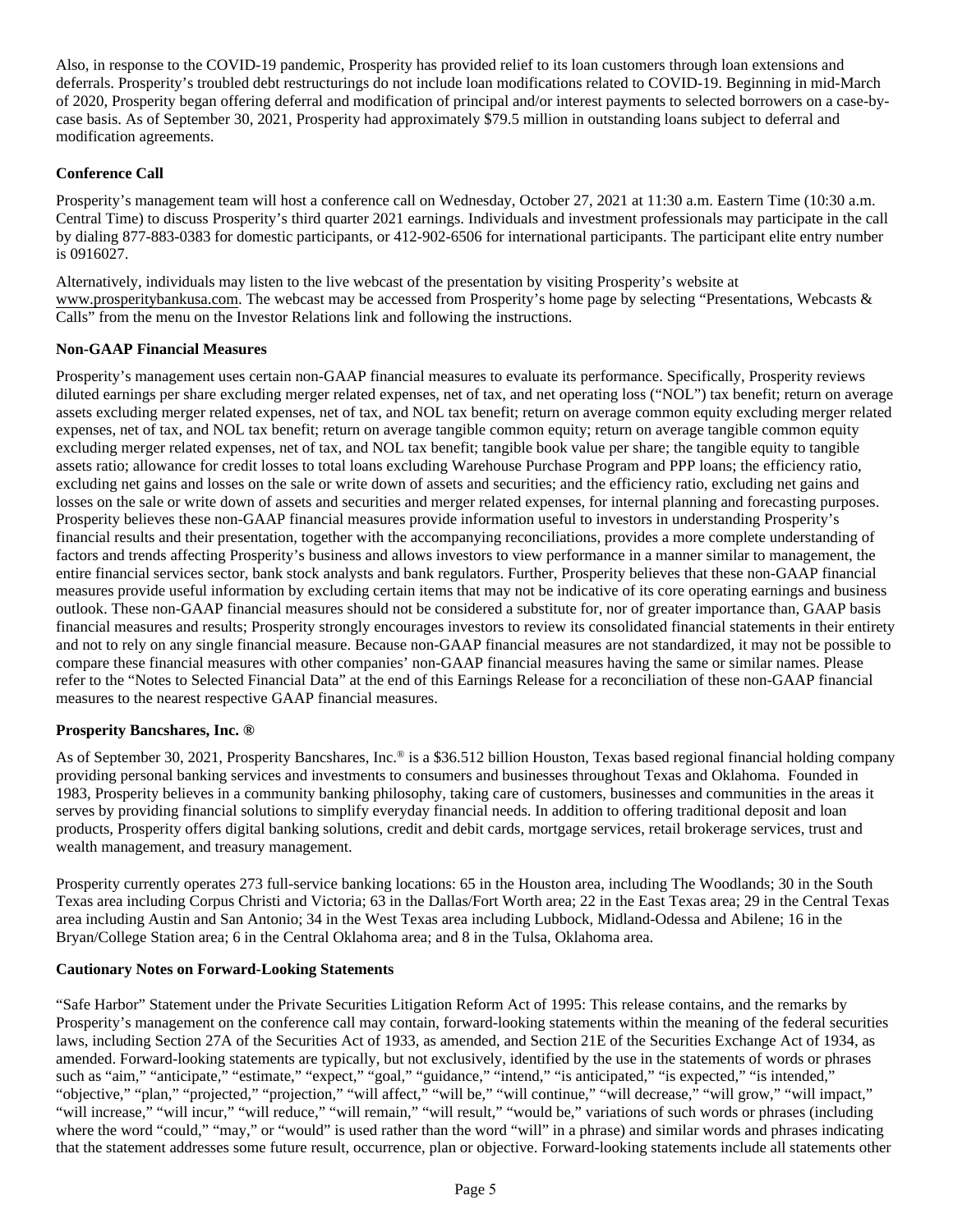Also, in response to the COVID-19 pandemic, Prosperity has provided relief to its loan customers through loan extensions and deferrals. Prosperity's troubled debt restructurings do not include loan modifications related to COVID-19. Beginning in mid-March of 2020, Prosperity began offering deferral and modification of principal and/or interest payments to selected borrowers on a case-by-case basis. As of September 30, 2021, Prosperity had approximately $79.5 million in outstanding loans subject to deferral and modification agreements.

**Conference Call**

Prosperity's management team will host a conference call on Wednesday, October 27, 2021 at 11:30 a.m. Eastern Time (10:30 a.m. Central Time) to discuss Prosperity's third quarter 2021 earnings. Individuals and investment professionals may participate in the call by dialing 877-883-0383 for domestic participants, or 412-902-6506 for international participants. The participant elite entry number is 0916027.

Alternatively, individuals may listen to the live webcast of the presentation by visiting Prosperity's website at www.prosperitybankusa.com. The webcast may be accessed from Prosperity's home page by selecting "Presentations, Webcasts & Calls" from the menu on the Investor Relations link and following the instructions.

**Non-GAAP Financial Measures**

Prosperity's management uses certain non-GAAP financial measures to evaluate its performance. Specifically, Prosperity reviews diluted earnings per share excluding merger related expenses, net of tax, and net operating loss ("NOL") tax benefit; return on average assets excluding merger related expenses, net of tax, and NOL tax benefit; return on average common equity excluding merger related expenses, net of tax, and NOL tax benefit; return on average tangible common equity; return on average tangible common equity excluding merger related expenses, net of tax, and NOL tax benefit; tangible book value per share; the tangible equity to tangible assets ratio; allowance for credit losses to total loans excluding Warehouse Purchase Program and PPP loans; the efficiency ratio, excluding net gains and losses on the sale or write down of assets and securities; and the efficiency ratio, excluding net gains and losses on the sale or write down of assets and securities and merger related expenses, for internal planning and forecasting purposes. Prosperity believes these non-GAAP financial measures provide information useful to investors in understanding Prosperity's financial results and their presentation, together with the accompanying reconciliations, provides a more complete understanding of factors and trends affecting Prosperity's business and allows investors to view performance in a manner similar to management, the entire financial services sector, bank stock analysts and bank regulators. Further, Prosperity believes that these non-GAAP financial measures provide useful information by excluding certain items that may not be indicative of its core operating earnings and business outlook. These non-GAAP financial measures should not be considered a substitute for, nor of greater importance than, GAAP basis financial measures and results; Prosperity strongly encourages investors to review its consolidated financial statements in their entirety and not to rely on any single financial measure. Because non-GAAP financial measures are not standardized, it may not be possible to compare these financial measures with other companies' non-GAAP financial measures having the same or similar names. Please refer to the "Notes to Selected Financial Data" at the end of this Earnings Release for a reconciliation of these non-GAAP financial measures to the nearest respective GAAP financial measures.

**Prosperity Bancshares, Inc. ®**

As of September 30, 2021, Prosperity Bancshares, Inc.® is a $36.512 billion Houston, Texas based regional financial holding company providing personal banking services and investments to consumers and businesses throughout Texas and Oklahoma. Founded in 1983, Prosperity believes in a community banking philosophy, taking care of customers, businesses and communities in the areas it serves by providing financial solutions to simplify everyday financial needs. In addition to offering traditional deposit and loan products, Prosperity offers digital banking solutions, credit and debit cards, mortgage services, retail brokerage services, trust and wealth management, and treasury management.

Prosperity currently operates 273 full-service banking locations: 65 in the Houston area, including The Woodlands; 30 in the South Texas area including Corpus Christi and Victoria; 63 in the Dallas/Fort Worth area; 22 in the East Texas area; 29 in the Central Texas area including Austin and San Antonio; 34 in the West Texas area including Lubbock, Midland-Odessa and Abilene; 16 in the Bryan/College Station area; 6 in the Central Oklahoma area; and 8 in the Tulsa, Oklahoma area.

**Cautionary Notes on Forward-Looking Statements**

"Safe Harbor" Statement under the Private Securities Litigation Reform Act of 1995: This release contains, and the remarks by Prosperity's management on the conference call may contain, forward-looking statements within the meaning of the federal securities laws, including Section 27A of the Securities Act of 1933, as amended, and Section 21E of the Securities Exchange Act of 1934, as amended. Forward-looking statements are typically, but not exclusively, identified by the use in the statements of words or phrases such as "aim," "anticipate," "estimate," "expect," "goal," "guidance," "intend," "is anticipated," "is expected," "is intended," "objective," "plan," "projected," "projection," "will affect," "will be," "will continue," "will decrease," "will grow," "will impact," "will increase," "will incur," "will reduce," "will remain," "will result," "would be," variations of such words or phrases (including where the word "could," "may," or "would" is used rather than the word "will" in a phrase) and similar words and phrases indicating that the statement addresses some future result, occurrence, plan or objective. Forward-looking statements include all statements other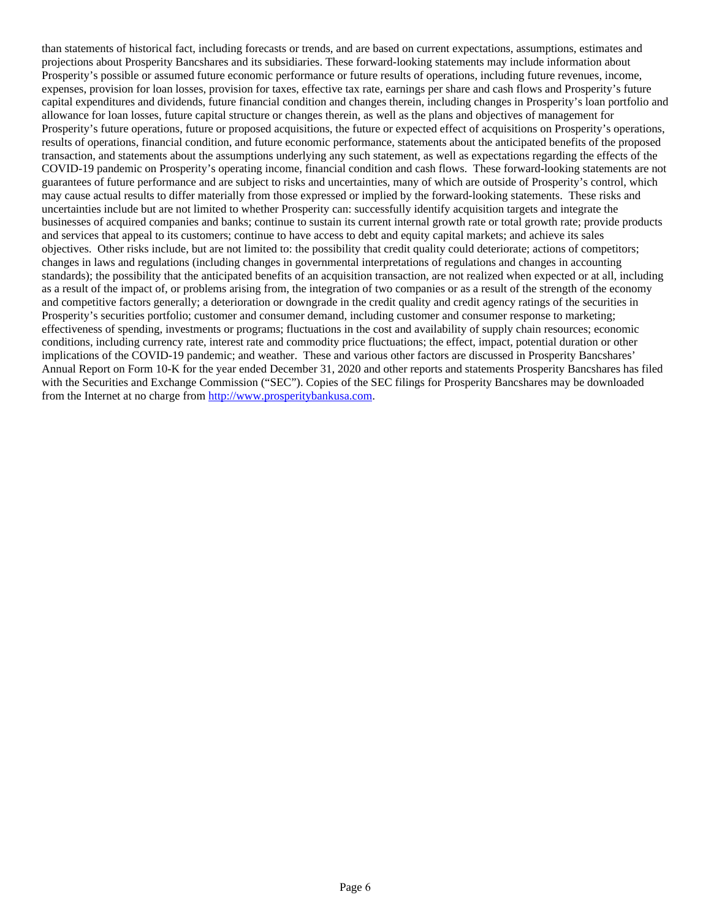than statements of historical fact, including forecasts or trends, and are based on current expectations, assumptions, estimates and projections about Prosperity Bancshares and its subsidiaries. These forward-looking statements may include information about Prosperity's possible or assumed future economic performance or future results of operations, including future revenues, income, expenses, provision for loan losses, provision for taxes, effective tax rate, earnings per share and cash flows and Prosperity's future capital expenditures and dividends, future financial condition and changes therein, including changes in Prosperity's loan portfolio and allowance for loan losses, future capital structure or changes therein, as well as the plans and objectives of management for Prosperity's future operations, future or proposed acquisitions, the future or expected effect of acquisitions on Prosperity's operations, results of operations, financial condition, and future economic performance, statements about the anticipated benefits of the proposed transaction, and statements about the assumptions underlying any such statement, as well as expectations regarding the effects of the COVID-19 pandemic on Prosperity's operating income, financial condition and cash flows. These forward-looking statements are not guarantees of future performance and are subject to risks and uncertainties, many of which are outside of Prosperity's control, which may cause actual results to differ materially from those expressed or implied by the forward-looking statements. These risks and uncertainties include but are not limited to whether Prosperity can: successfully identify acquisition targets and integrate the businesses of acquired companies and banks; continue to sustain its current internal growth rate or total growth rate; provide products and services that appeal to its customers; continue to have access to debt and equity capital markets; and achieve its sales objectives. Other risks include, but are not limited to: the possibility that credit quality could deteriorate; actions of competitors; changes in laws and regulations (including changes in governmental interpretations of regulations and changes in accounting standards); the possibility that the anticipated benefits of an acquisition transaction, are not realized when expected or at all, including as a result of the impact of, or problems arising from, the integration of two companies or as a result of the strength of the economy and competitive factors generally; a deterioration or downgrade in the credit quality and credit agency ratings of the securities in Prosperity's securities portfolio; customer and consumer demand, including customer and consumer response to marketing; effectiveness of spending, investments or programs; fluctuations in the cost and availability of supply chain resources; economic conditions, including currency rate, interest rate and commodity price fluctuations; the effect, impact, potential duration or other implications of the COVID-19 pandemic; and weather. These and various other factors are discussed in Prosperity Bancshares' Annual Report on Form 10-K for the year ended December 31, 2020 and other reports and statements Prosperity Bancshares has filed with the Securities and Exchange Commission ("SEC"). Copies of the SEC filings for Prosperity Bancshares may be downloaded from the Internet at no charge from http://www.prosperitybankusa.com.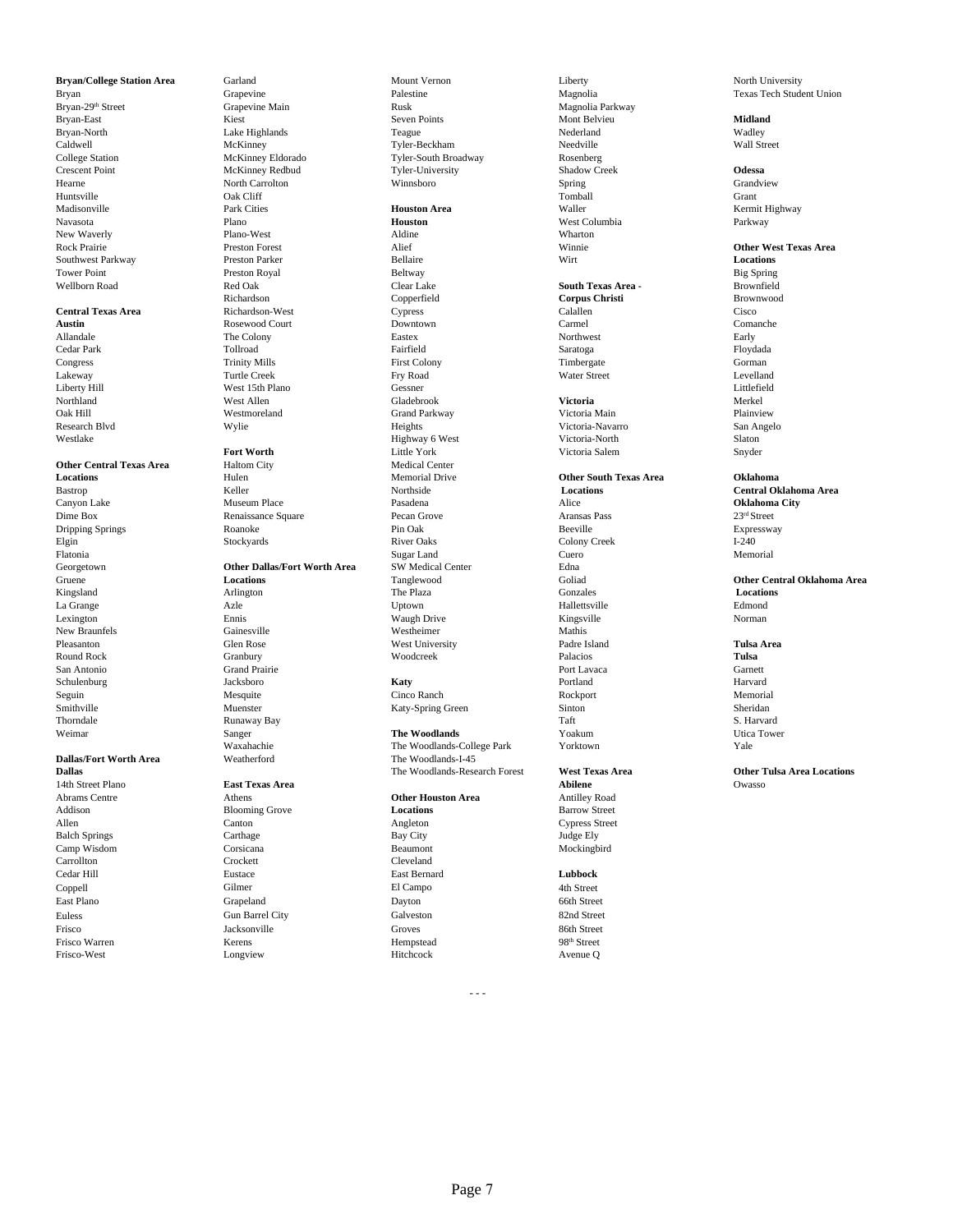**Bryan/College Station Area**
Bryan
Bryan-29th Street
Bryan-East
Bryan-North
Caldwell
College Station
Crescent Point
Hearne
Huntsville
Madisonville
Navasota
New Waverly
Rock Prairie
Southwest Parkway
Tower Point
Wellborn Road

**Central Texas Area**
**Austin**
Allandale
Cedar Park
Congress
Lakeway
Liberty Hill
Northland
Oak Hill
Research Blvd
Westlake

**Other Central Texas Area Locations**
Bastrop
Canyon Lake
Dime Box
Dripping Springs
Elgin
Flatonia
Georgetown
Gruene
Kingsland
La Grange
Lexington
New Braunfels
Pleasanton
Round Rock
San Antonio
Schulenburg
Seguin
Smithville
Thorndale
Weimar

**Dallas/Fort Worth Area**
**Dallas**
14th Street Plano
Abrams Centre
Addison
Allen
Balch Springs
Camp Wisdom
Carrollton
Cedar Hill
Coppell
East Plano
Euless
Frisco
Frisco Warren
Frisco-West
Garland
Grapevine
Grapevine Main
Kiest
Lake Highlands
McKinney
McKinney Eldorado
McKinney Redbud
North Carrolton
Oak Cliff
Park Cities
Plano
Plano-West
Preston Forest
Preston Parker
Preston Royal
Red Oak
Richardson
Richardson-West
Rosewood Court
The Colony
Tollroad
Trinity Mills
Turtle Creek
West 15th Plano
West Allen
Westmoreland
Wylie

**Fort Worth**
Haltom City
Hulen
Keller
Museum Place
Renaissance Square
Roanoke
Stockyards

**Other Dallas/Fort Worth Area Locations**
Arlington
Azle
Ennis
Gainesville
Glen Rose
Granbury
Grand Prairie
Jacksboro
Mesquite
Muenster
Runaway Bay
Sanger
Waxahachie
Weatherford

**East Texas Area**
Athens
Blooming Grove
Canton
Carthage
Corsicana
Crockett
Eustace
Gilmer
Grapeland
Gun Barrel City
Jacksonville
Kerens
Longview
Mount Vernon
Palestine
Rusk
Seven Points
Teague
Tyler-Beckham
Tyler-South Broadway
Tyler-University
Winnsboro

**Houston Area**
**Houston**
Aldine
Alief
Bellaire
Beltway
Clear Lake
Copperfield
Cypress
Downtown
Eastex
Fairfield
First Colony
Fry Road
Gessner
Gladebrook
Grand Parkway
Heights
Highway 6 West
Little York
Medical Center
Memorial Drive
Northside
Pasadena
Pecan Grove
Pin Oak
River Oaks
Sugar Land
SW Medical Center
Tanglewood
The Plaza
Uptown
Waugh Drive
Westheimer
West University
Woodcreek

**Katy**
Cinco Ranch
Katy-Spring Green

**The Woodlands**
The Woodlands-College Park
The Woodlands-I-45
The Woodlands-Research Forest

**Other Houston Area Locations**
Angleton
Bay City
Beaumont
Cleveland
East Bernard
El Campo
Dayton
Galveston
Groves
Hempstead
Hitchcock
Liberty
Magnolia
Magnolia Parkway
Mont Belvieu
Nederland
Needville
Rosenberg
Shadow Creek
Spring
Tomball
Waller
West Columbia
Wharton
Winnie
Wirt

**South Texas Area - Corpus Christi**
Calallen
Carmel
Northwest
Saratoga
Timbergate
Water Street

**Victoria**
Victoria Main
Victoria-Navarro
Victoria-North
Victoria Salem

**Other South Texas Area Locations**
Alice
Aransas Pass
Beeville
Colony Creek
Cuero
Edna
Goliad
Gonzales
Hallettsville
Kingsville
Mathis
Padre Island
Palacios
Port Lavaca
Portland
Rockport
Sinton
Taft
Yoakum
Yorktown

**West Texas Area**
**Abilene**
Antilley Road
Barrow Street
Cypress Street
Judge Ely
Mockingbird

**Lubbock**
4th Street
66th Street
82nd Street
86th Street
98th Street
Avenue Q
North University
Texas Tech Student Union

**Midland**
Wadley
Wall Street

**Odessa**
Grandview
Grant
Kermit Highway
Parkway

**Other West Texas Area Locations**
Big Spring
Brownfield
Brownwood
Cisco
Comanche
Early
Floydada
Gorman
Levelland
Littlefield
Merkel
Plainview
San Angelo
Slaton
Snyder

**Oklahoma**
**Central Oklahoma Area**
**Oklahoma City**
23rd Street
Expressway
I-240
Memorial

**Other Central Oklahoma Area Locations**
Edmond
Norman

**Tulsa Area**
**Tulsa**
Garnett
Harvard
Memorial
Sheridan
S. Harvard
Utica Tower
Yale

**Other Tulsa Area Locations**
Owasso

- - -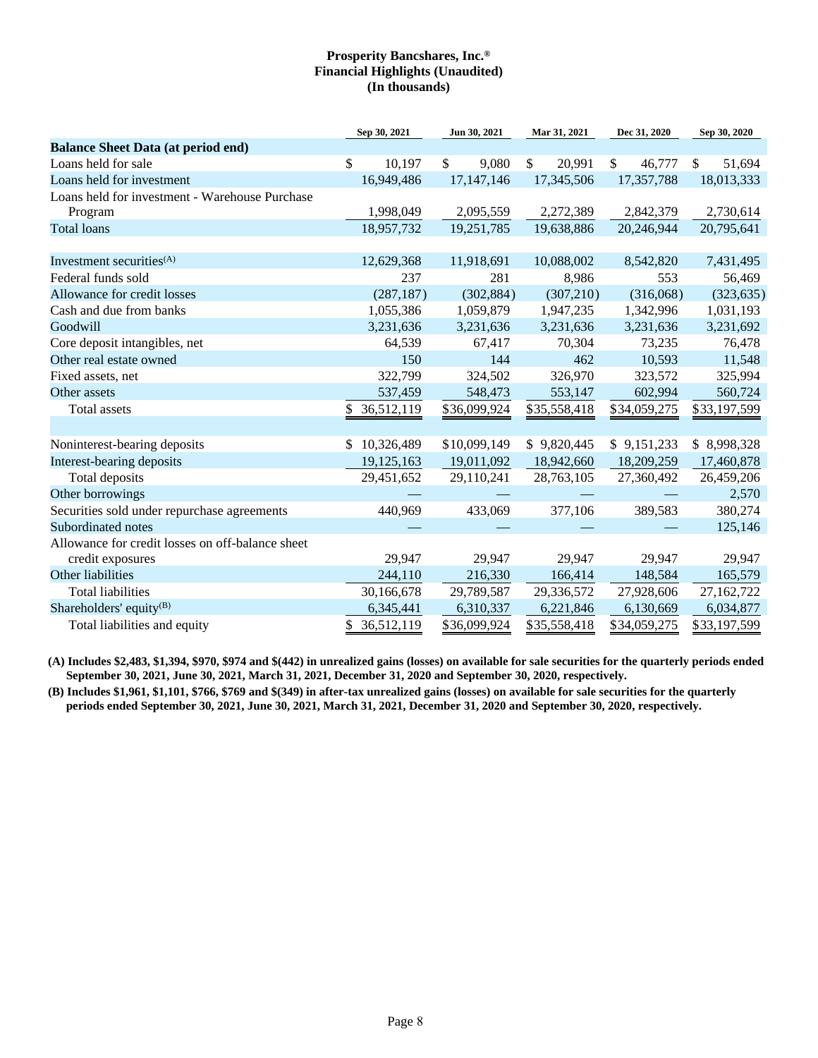**Prosperity Bancshares, Inc.®**
**Financial Highlights (Unaudited)**
**(In thousands)**

| | Sep 30, 2021 | Jun 30, 2021 | Mar 31, 2021 | Dec 31, 2020 | Sep 30, 2020 |
|---|---|---|---|---|---|
| **Balance Sheet Data (at period end)** | | | | | |
| Loans held for sale | $ 10,197 | $ 9,080 | $ 20,991 | $ 46,777 | $ 51,694 |
| Loans held for investment | 16,949,486 | 17,147,146 | 17,345,506 | 17,357,788 | 18,013,333 |
| Loans held for investment - Warehouse Purchase Program | 1,998,049 | 2,095,559 | 2,272,389 | 2,842,379 | 2,730,614 |
| Total loans | 18,957,732 | 19,251,785 | 19,638,886 | 20,246,944 | 20,795,641 |
| | | | | | |
| Investment securities[(A)] | 12,629,368 | 11,918,691 | 10,088,002 | 8,542,820 | 7,431,495 |
| Federal funds sold | 237 | 281 | 8,986 | 553 | 56,469 |
| Allowance for credit losses | (287,187) | (302,884) | (307,210) | (316,068) | (323,635) |
| Cash and due from banks | 1,055,386 | 1,059,879 | 1,947,235 | 1,342,996 | 1,031,193 |
| Goodwill | 3,231,636 | 3,231,636 | 3,231,636 | 3,231,636 | 3,231,692 |
| Core deposit intangibles, net | 64,539 | 67,417 | 70,304 | 73,235 | 76,478 |
| Other real estate owned | 150 | 144 | 462 | 10,593 | 11,548 |
| Fixed assets, net | 322,799 | 324,502 | 326,970 | 323,572 | 325,994 |
| Other assets | 537,459 | 548,473 | 553,147 | 602,994 | 560,724 |
| Total assets | $ 36,512,119 | $36,099,924 | $35,558,418 | $34,059,275 | $33,197,599 |
| | | | | | |
| Noninterest-bearing deposits | $ 10,326,489 | $10,099,149 | $ 9,820,445 | $ 9,151,233 | $ 8,998,328 |
| Interest-bearing deposits | 19,125,163 | 19,011,092 | 18,942,660 | 18,209,259 | 17,460,878 |
| Total deposits | 29,451,652 | 29,110,241 | 28,763,105 | 27,360,492 | 26,459,206 |
| Other borrowings | — | — | — | — | 2,570 |
| Securities sold under repurchase agreements | 440,969 | 433,069 | 377,106 | 389,583 | 380,274 |
| Subordinated notes | — | — | — | — | 125,146 |
| Allowance for credit losses on off-balance sheet credit exposures | 29,947 | 29,947 | 29,947 | 29,947 | 29,947 |
| Other liabilities | 244,110 | 216,330 | 166,414 | 148,584 | 165,579 |
| Total liabilities | 30,166,678 | 29,789,587 | 29,336,572 | 27,928,606 | 27,162,722 |
| Shareholders' equity[(B)] | 6,345,441 | 6,310,337 | 6,221,846 | 6,130,669 | 6,034,877 |
| Total liabilities and equity | $ 36,512,119 | $36,099,924 | $35,558,418 | $34,059,275 | $33,197,599 |

**(A) Includes $2,483, $1,394, $970, $974 and $(442) in unrealized gains (losses) on available for sale securities for the quarterly periods ended September 30, 2021, June 30, 2021, March 31, 2021, December 31, 2020 and September 30, 2020, respectively.**

**(B) Includes $1,961, $1,101, $766, $769 and $(349) in after-tax unrealized gains (losses) on available for sale securities for the quarterly periods ended September 30, 2021, June 30, 2021, March 31, 2021, December 31, 2020 and September 30, 2020, respectively.**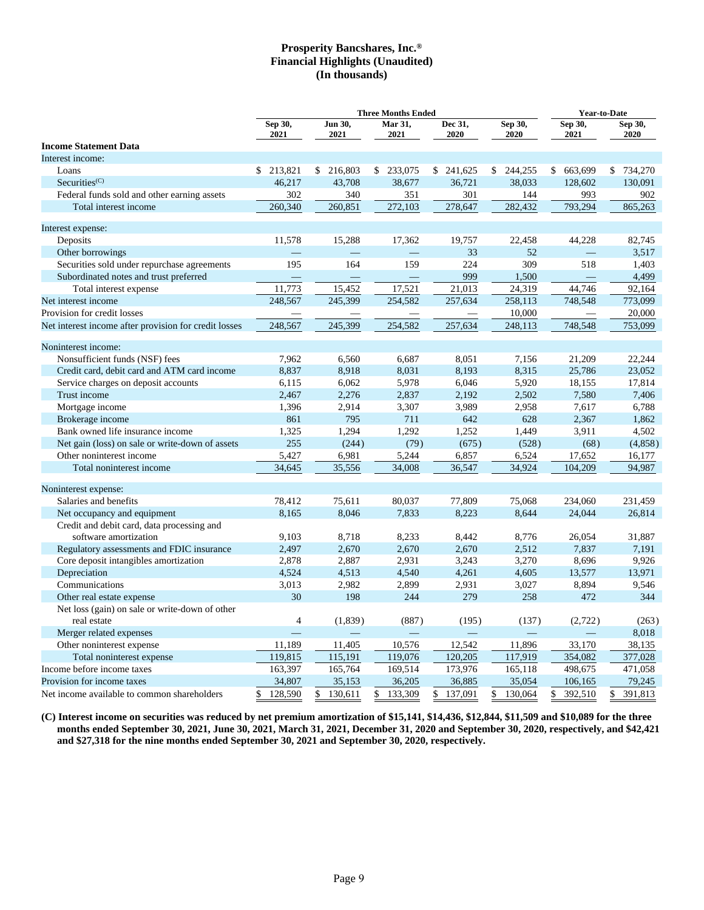# Prosperity Bancshares, Inc.®
# Financial Highlights (Unaudited)
# (In thousands)

| | Three Months Ended | | | | | Year-to-Date | |
|---|---|---|---|---|---|---|---|
| | Sep 30, 2021 | Jun 30, 2021 | Mar 31, 2021 | Dec 31, 2020 | Sep 30, 2020 | Sep 30, 2021 | Sep 30, 2020 |
| **Income Statement Data** | | | | | | | |
| Interest income: | | | | | | | |
| Loans | $ 213,821 | $ 216,803 | $ 233,075 | $ 241,625 | $ 244,255 | $ 663,699 | $ 734,270 |
| Securities[(C)] | 46,217 | 43,708 | 38,677 | 36,721 | 38,033 | 128,602 | 130,091 |
| Federal funds sold and other earning assets | 302 | 340 | 351 | 301 | 144 | 993 | 902 |
| Total interest income | 260,340 | 260,851 | 272,103 | 278,647 | 282,432 | 793,294 | 865,263 |
| Interest expense: | | | | | | | |
| Deposits | 11,578 | 15,288 | 17,362 | 19,757 | 22,458 | 44,228 | 82,745 |
| Other borrowings | — | — | — | 33 | 52 | — | 3,517 |
| Securities sold under repurchase agreements | 195 | 164 | 159 | 224 | 309 | 518 | 1,403 |
| Subordinated notes and trust preferred | — | — | — | 999 | 1,500 | — | 4,499 |
| Total interest expense | 11,773 | 15,452 | 17,521 | 21,013 | 24,319 | 44,746 | 92,164 |
| Net interest income | 248,567 | 245,399 | 254,582 | 257,634 | 258,113 | 748,548 | 773,099 |
| Provision for credit losses | — | — | — | — | 10,000 | — | 20,000 |
| Net interest income after provision for credit losses | 248,567 | 245,399 | 254,582 | 257,634 | 248,113 | 748,548 | 753,099 |
| Noninterest income: | | | | | | | |
| Nonsufficient funds (NSF) fees | 7,962 | 6,560 | 6,687 | 8,051 | 7,156 | 21,209 | 22,244 |
| Credit card, debit card and ATM card income | 8,837 | 8,918 | 8,031 | 8,193 | 8,315 | 25,786 | 23,052 |
| Service charges on deposit accounts | 6,115 | 6,062 | 5,978 | 6,046 | 5,920 | 18,155 | 17,814 |
| Trust income | 2,467 | 2,276 | 2,837 | 2,192 | 2,502 | 7,580 | 7,406 |
| Mortgage income | 1,396 | 2,914 | 3,307 | 3,989 | 2,958 | 7,617 | 6,788 |
| Brokerage income | 861 | 795 | 711 | 642 | 628 | 2,367 | 1,862 |
| Bank owned life insurance income | 1,325 | 1,294 | 1,292 | 1,252 | 1,449 | 3,911 | 4,502 |
| Net gain (loss) on sale or write-down of assets | 255 | (244) | (79) | (675) | (528) | (68) | (4,858) |
| Other noninterest income | 5,427 | 6,981 | 5,244 | 6,857 | 6,524 | 17,652 | 16,177 |
| Total noninterest income | 34,645 | 35,556 | 34,008 | 36,547 | 34,924 | 104,209 | 94,987 |
| Noninterest expense: | | | | | | | |
| Salaries and benefits | 78,412 | 75,611 | 80,037 | 77,809 | 75,068 | 234,060 | 231,459 |
| Net occupancy and equipment | 8,165 | 8,046 | 7,833 | 8,223 | 8,644 | 24,044 | 26,814 |
| Credit and debit card, data processing and software amortization | 9,103 | 8,718 | 8,233 | 8,442 | 8,776 | 26,054 | 31,887 |
| Regulatory assessments and FDIC insurance | 2,497 | 2,670 | 2,670 | 2,670 | 2,512 | 7,837 | 7,191 |
| Core deposit intangibles amortization | 2,878 | 2,887 | 2,931 | 3,243 | 3,270 | 8,696 | 9,926 |
| Depreciation | 4,524 | 4,513 | 4,540 | 4,261 | 4,605 | 13,577 | 13,971 |
| Communications | 3,013 | 2,982 | 2,899 | 2,931 | 3,027 | 8,894 | 9,546 |
| Other real estate expense | 30 | 198 | 244 | 279 | 258 | 472 | 344 |
| Net loss (gain) on sale or write-down of other real estate | 4 | (1,839) | (887) | (195) | (137) | (2,722) | (263) |
| Merger related expenses | — | — | — | — | — | — | 8,018 |
| Other noninterest expense | 11,189 | 11,405 | 10,576 | 12,542 | 11,896 | 33,170 | 38,135 |
| Total noninterest expense | 119,815 | 115,191 | 119,076 | 120,205 | 117,919 | 354,082 | 377,028 |
| Income before income taxes | 163,397 | 165,764 | 169,514 | 173,976 | 165,118 | 498,675 | 471,058 |
| Provision for income taxes | 34,807 | 35,153 | 36,205 | 36,885 | 35,054 | 106,165 | 79,245 |
| Net income available to common shareholders | $ 128,590 | $ 130,611 | $ 133,309 | $ 137,091 | $ 130,064 | $ 392,510 | $ 391,813 |

**(C) Interest income on securities was reduced by net premium amortization of $15,141, $14,436, $12,844, $11,509 and $10,089 for the three months ended September 30, 2021, June 30, 2021, March 31, 2021, December 31, 2020 and September 30, 2020, respectively, and $42,421 and $27,318 for the nine months ended September 30, 2021 and September 30, 2020, respectively.**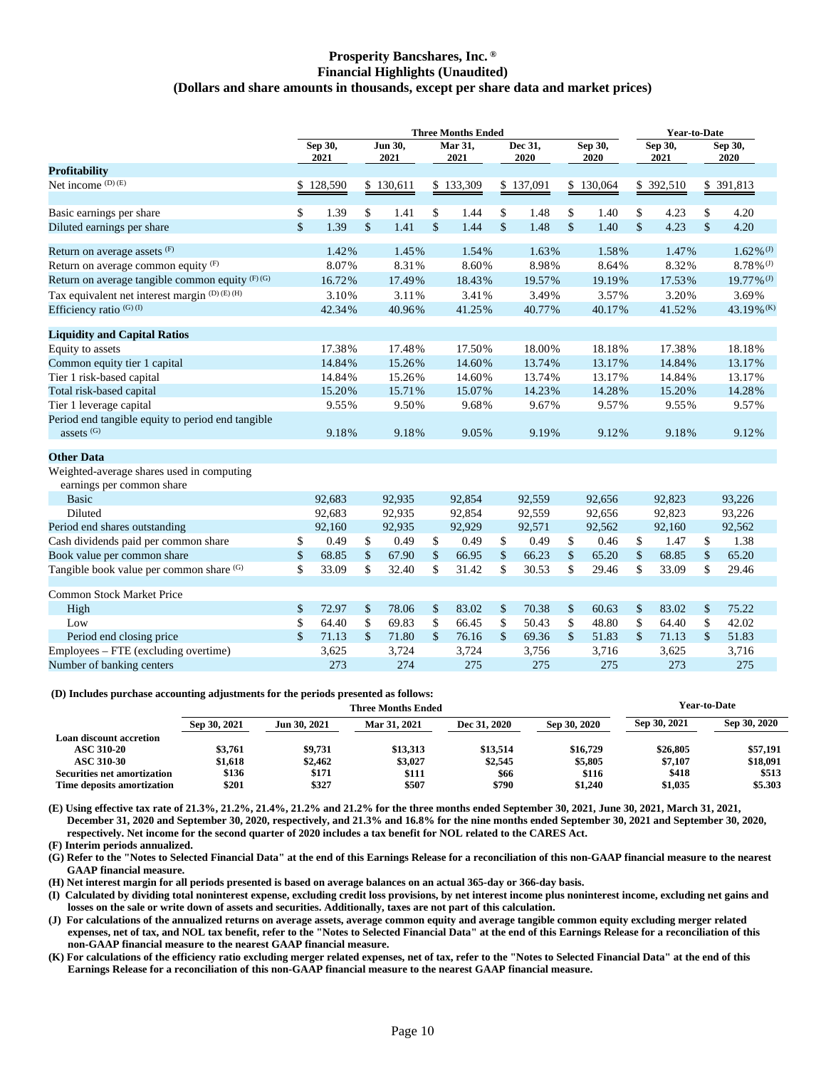# Prosperity Bancshares, Inc. ®
## Financial Highlights (Unaudited)
### (Dollars and share amounts in thousands, except per share data and market prices)

| | Three Months Ended | | | | | Year-to-Date | |
|---|---|---|---|---|---|---|---|
| | Sep 30, 2021 | Jun 30, 2021 | Mar 31, 2021 | Dec 31, 2020 | Sep 30, 2020 | Sep 30, 2021 | Sep 30, 2020 |
| **Profitability** | | | | | | | |
| Net income (D) (E) | $ 128,590 | $ 130,611 | $ 133,309 | $ 137,091 | $ 130,064 | $ 392,510 | $ 391,813 |
| Basic earnings per share | $ 1.39 | $ 1.41 | $ 1.44 | $ 1.48 | $ 1.40 | $ 4.23 | $ 4.20 |
| Diluted earnings per share | $ 1.39 | $ 1.41 | $ 1.44 | $ 1.48 | $ 1.40 | $ 4.23 | $ 4.20 |
| Return on average assets (F) | 1.42% | 1.45% | 1.54% | 1.63% | 1.58% | 1.47% | 1.62% (J) |
| Return on average common equity (F) | 8.07% | 8.31% | 8.60% | 8.98% | 8.64% | 8.32% | 8.78% (J) |
| Return on average tangible common equity (F) (G) | 16.72% | 17.49% | 18.43% | 19.57% | 19.19% | 17.53% | 19.77% (J) |
| Tax equivalent net interest margin (D) (E) (H) | 3.10% | 3.11% | 3.41% | 3.49% | 3.57% | 3.20% | 3.69% |
| Efficiency ratio (G) (I) | 42.34% | 40.96% | 41.25% | 40.77% | 40.17% | 41.52% | 43.19% (K) |
| **Liquidity and Capital Ratios** | | | | | | | |
| Equity to assets | 17.38% | 17.48% | 17.50% | 18.00% | 18.18% | 17.38% | 18.18% |
| Common equity tier 1 capital | 14.84% | 15.26% | 14.60% | 13.74% | 13.17% | 14.84% | 13.17% |
| Tier 1 risk-based capital | 14.84% | 15.26% | 14.60% | 13.74% | 13.17% | 14.84% | 13.17% |
| Total risk-based capital | 15.20% | 15.71% | 15.07% | 14.23% | 14.28% | 15.20% | 14.28% |
| Tier 1 leverage capital | 9.55% | 9.50% | 9.68% | 9.67% | 9.57% | 9.55% | 9.57% |
| Period end tangible equity to period end tangible assets (G) | 9.18% | 9.18% | 9.05% | 9.19% | 9.12% | 9.18% | 9.12% |
| **Other Data** | | | | | | | |
| Weighted-average shares used in computing earnings per common share | | | | | | | |
| Basic | 92,683 | 92,935 | 92,854 | 92,559 | 92,656 | 92,823 | 93,226 |
| Diluted | 92,683 | 92,935 | 92,854 | 92,559 | 92,656 | 92,823 | 93,226 |
| Period end shares outstanding | 92,160 | 92,935 | 92,929 | 92,571 | 92,562 | 92,160 | 92,562 |
| Cash dividends paid per common share | $ 0.49 | $ 0.49 | $ 0.49 | $ 0.49 | $ 0.46 | $ 1.47 | $ 1.38 |
| Book value per common share | $ 68.85 | $ 67.90 | $ 66.95 | $ 66.23 | $ 65.20 | $ 68.85 | $ 65.20 |
| Tangible book value per common share (G) | $ 33.09 | $ 32.40 | $ 31.42 | $ 30.53 | $ 29.46 | $ 33.09 | $ 29.46 |
| Common Stock Market Price | | | | | | | |
| High | $ 72.97 | $ 78.06 | $ 83.02 | $ 70.38 | $ 60.63 | $ 83.02 | $ 75.22 |
| Low | $ 64.40 | $ 69.83 | $ 66.45 | $ 50.43 | $ 48.80 | $ 64.40 | $ 42.02 |
| Period end closing price | $ 71.13 | $ 71.80 | $ 76.16 | $ 69.36 | $ 51.83 | $ 71.13 | $ 51.83 |
| Employees – FTE (excluding overtime) | 3,625 | 3,724 | 3,724 | 3,756 | 3,716 | 3,625 | 3,716 |
| Number of banking centers | 273 | 274 | 275 | 275 | 275 | 273 | 275 |

**(D) Includes purchase accounting adjustments for the periods presented as follows:**

| | Three Months Ended | | | | | Year-to-Date | |
|---|---|---|---|---|---|---|---|
| | Sep 30, 2021 | Jun 30, 2021 | Mar 31, 2021 | Dec 31, 2020 | Sep 30, 2020 | Sep 30, 2021 | Sep 30, 2020 |
| **Loan discount accretion** | | | | | | | |
| **ASC 310-20** | $3,761 | $9,731 | $13,313 | $13,514 | $16,729 | $26,805 | $57,191 |
| **ASC 310-30** | $1,618 | $2,462 | $3,027 | $2,545 | $5,805 | $7,107 | $18,091 |
| **Securities net amortization** | $136 | $171 | $111 | $66 | $116 | $418 | $513 |
| **Time deposits amortization** | $201 | $327 | $507 | $790 | $1,240 | $1,035 | $5.303 |

**(E) Using effective tax rate of 21.3%, 21.2%, 21.4%, 21.2% and 21.2% for the three months ended September 30, 2021, June 30, 2021, March 31, 2021, December 31, 2020 and September 30, 2020, respectively, and 21.3% and 16.8% for the nine months ended September 30, 2021 and September 30, 2020, respectively. Net income for the second quarter of 2020 includes a tax benefit for NOL related to the CARES Act.**

**(F) Interim periods annualized.**

**(G) Refer to the "Notes to Selected Financial Data" at the end of this Earnings Release for a reconciliation of this non-GAAP financial measure to the nearest GAAP financial measure.**

**(H) Net interest margin for all periods presented is based on average balances on an actual 365-day or 366-day basis.**

**(I) Calculated by dividing total noninterest expense, excluding credit loss provisions, by net interest income plus noninterest income, excluding net gains and losses on the sale or write down of assets and securities. Additionally, taxes are not part of this calculation.**

**(J) For calculations of the annualized returns on average assets, average common equity and average tangible common equity excluding merger related expenses, net of tax, and NOL tax benefit, refer to the "Notes to Selected Financial Data" at the end of this Earnings Release for a reconciliation of this non-GAAP financial measure to the nearest GAAP financial measure.**

**(K) For calculations of the efficiency ratio excluding merger related expenses, net of tax, refer to the "Notes to Selected Financial Data" at the end of this Earnings Release for a reconciliation of this non-GAAP financial measure to the nearest GAAP financial measure.**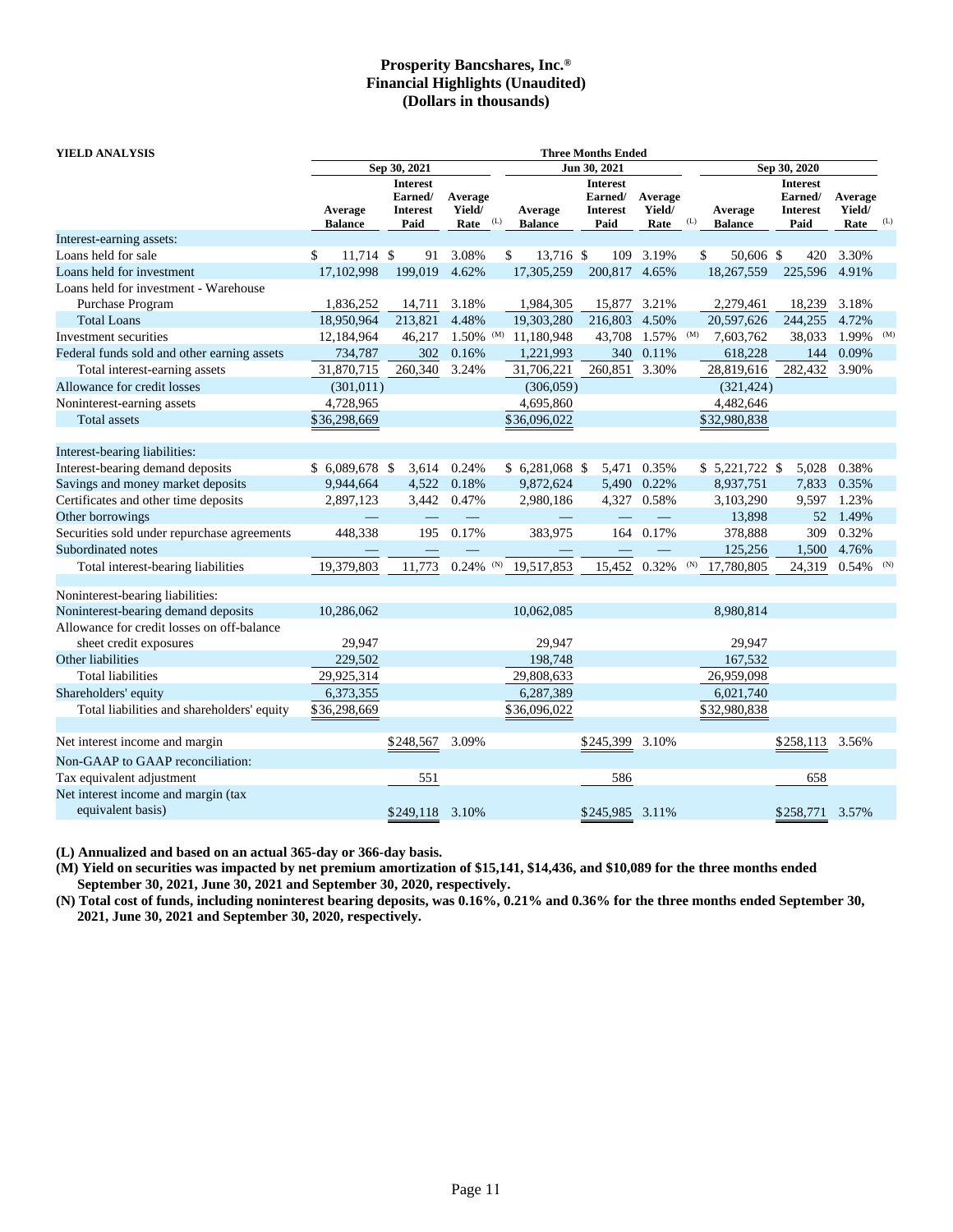# Prosperity Bancshares, Inc.®
## Financial Highlights (Unaudited)
### (Dollars in thousands)

| YIELD ANALYSIS | Three Months Ended | | | | | | | | |
|---|---|---|---|---|---|---|---|---|---|
| | Sep 30, 2021 | | | Jun 30, 2021 | | | Sep 30, 2020 | | |
| | Average Balance | Interest Earned/ Interest Paid | Average Yield/ Rate (L) | Average Balance | Interest Earned/ Interest Paid | Average Yield/ Rate (L) | Average Balance | Interest Earned/ Interest Paid | Average Yield/ Rate (L) |
| Interest-earning assets: | | | | | | | | | |
| Loans held for sale | $ 11,714 | $ 91 | 3.08% | $ 13,716 | $ 109 | 3.19% | $ 50,606 | $ 420 | 3.30% |
| Loans held for investment | 17,102,998 | 199,019 | 4.62% | 17,305,259 | 200,817 | 4.65% | 18,267,559 | 225,596 | 4.91% |
| Loans held for investment - Warehouse Purchase Program | 1,836,252 | 14,711 | 3.18% | 1,984,305 | 15,877 | 3.21% | 2,279,461 | 18,239 | 3.18% |
| Total Loans | 18,950,964 | 213,821 | 4.48% | 19,303,280 | 216,803 | 4.50% | 20,597,626 | 244,255 | 4.72% |
| Investment securities | 12,184,964 | 46,217 | 1.50% (M) | 11,180,948 | 43,708 | 1.57% (M) | 7,603,762 | 38,033 | 1.99% (M) |
| Federal funds sold and other earning assets | 734,787 | 302 | 0.16% | 1,221,993 | 340 | 0.11% | 618,228 | 144 | 0.09% |
| Total interest-earning assets | 31,870,715 | 260,340 | 3.24% | 31,706,221 | 260,851 | 3.30% | 28,819,616 | 282,432 | 3.90% |
| Allowance for credit losses | (301,011) | | | (306,059) | | | (321,424) | | |
| Noninterest-earning assets | 4,728,965 | | | 4,695,860 | | | 4,482,646 | | |
| Total assets | $36,298,669 | | | $36,096,022 | | | $32,980,838 | | |
| | | | | | | | | | |
| Interest-bearing liabilities: | | | | | | | | | |
| Interest-bearing demand deposits | $ 6,089,678 | $ 3,614 | 0.24% | $ 6,281,068 | $ 5,471 | 0.35% | $ 5,221,722 | $ 5,028 | 0.38% |
| Savings and money market deposits | 9,944,664 | 4,522 | 0.18% | 9,872,624 | 5,490 | 0.22% | 8,937,751 | 7,833 | 0.35% |
| Certificates and other time deposits | 2,897,123 | 3,442 | 0.47% | 2,980,186 | 4,327 | 0.58% | 3,103,290 | 9,597 | 1.23% |
| Other borrowings | — | — | — | — | — | — | 13,898 | 52 | 1.49% |
| Securities sold under repurchase agreements | 448,338 | 195 | 0.17% | 383,975 | 164 | 0.17% | 378,888 | 309 | 0.32% |
| Subordinated notes | — | — | — | — | — | — | 125,256 | 1,500 | 4.76% |
| Total interest-bearing liabilities | 19,379,803 | 11,773 | 0.24% (N) | 19,517,853 | 15,452 | 0.32% (N) | 17,780,805 | 24,319 | 0.54% (N) |
| | | | | | | | | | |
| Noninterest-bearing liabilities: | | | | | | | | | |
| Noninterest-bearing demand deposits | 10,286,062 | | | 10,062,085 | | | 8,980,814 | | |
| Allowance for credit losses on off-balance sheet credit exposures | 29,947 | | | 29,947 | | | 29,947 | | |
| Other liabilities | 229,502 | | | 198,748 | | | 167,532 | | |
| Total liabilities | 29,925,314 | | | 29,808,633 | | | 26,959,098 | | |
| Shareholders' equity | 6,373,355 | | | 6,287,389 | | | 6,021,740 | | |
| Total liabilities and shareholders' equity | $36,298,669 | | | $36,096,022 | | | $32,980,838 | | |
| | | | | | | | | | |
| Net interest income and margin | | $248,567 | 3.09% | | $245,399 | 3.10% | | $258,113 | 3.56% |
| Non-GAAP to GAAP reconciliation: | | | | | | | | | |
| Tax equivalent adjustment | | 551 | | | 586 | | | 658 | |
| Net interest income and margin (tax equivalent basis) | | $249,118 | 3.10% | | $245,985 | 3.11% | | $258,771 | 3.57% |

**(L) Annualized and based on an actual 365-day or 366-day basis.**

**(M) Yield on securities was impacted by net premium amortization of $15,141, $14,436, and $10,089 for the three months ended September 30, 2021, June 30, 2021 and September 30, 2020, respectively.**

**(N) Total cost of funds, including noninterest bearing deposits, was 0.16%, 0.21% and 0.36% for the three months ended September 30, 2021, June 30, 2021 and September 30, 2020, respectively.**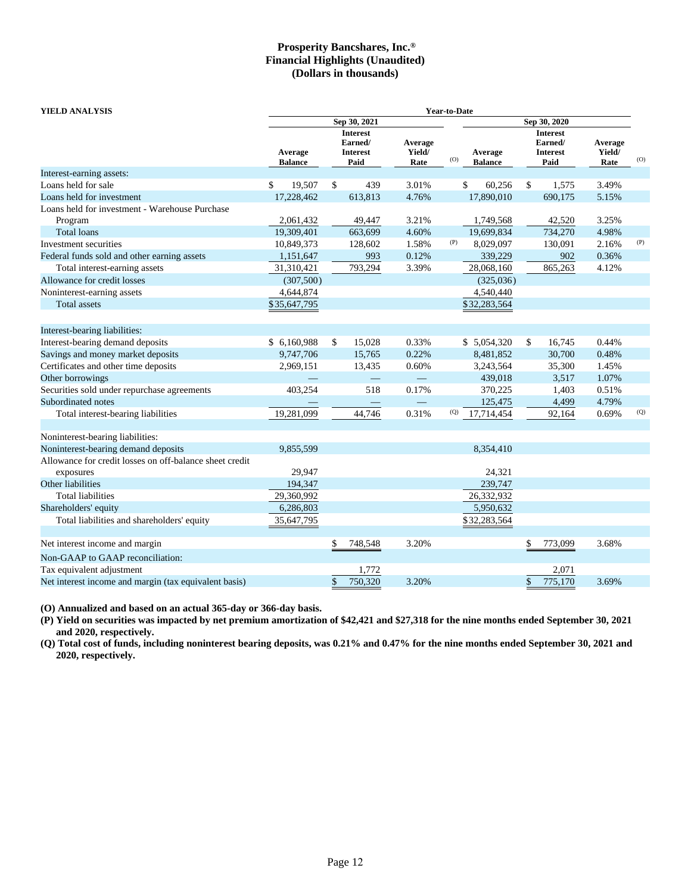# Prosperity Bancshares, Inc.®
## Financial Highlights (Unaudited)
## (Dollars in thousands)

| YIELD ANALYSIS | Year-to-Date | | | | | | | |
|---|---|---|---|---|---|---|---|---|
| | Sep 30, 2021 | | | | Sep 30, 2020 | | | |
| | Average Balance | Interest Earned/ Interest Paid | Average Yield/ Rate | (O) | Average Balance | Interest Earned/ Interest Paid | Average Yield/ Rate | (O) |
| Interest-earning assets: | | | | | | | | |
| Loans held for sale | $ 19,507 | $ 439 | 3.01% | | $ 60,256 | $ 1,575 | 3.49% | |
| Loans held for investment | 17,228,462 | 613,813 | 4.76% | | 17,890,010 | 690,175 | 5.15% | |
| Loans held for investment - Warehouse Purchase Program | 2,061,432 | 49,447 | 3.21% | | 1,749,568 | 42,520 | 3.25% | |
| Total loans | 19,309,401 | 663,699 | 4.60% | | 19,699,834 | 734,270 | 4.98% | |
| Investment securities | 10,849,373 | 128,602 | 1.58% | (P) | 8,029,097 | 130,091 | 2.16% | (P) |
| Federal funds sold and other earning assets | 1,151,647 | 993 | 0.12% | | 339,229 | 902 | 0.36% | |
| Total interest-earning assets | 31,310,421 | 793,294 | 3.39% | | 28,068,160 | 865,263 | 4.12% | |
| Allowance for credit losses | (307,500) | | | | (325,036) | | | |
| Noninterest-earning assets | 4,644,874 | | | | 4,540,440 | | | |
| Total assets | $35,647,795 | | | | $32,283,564 | | | |
| | | | | | | | | |
| Interest-bearing liabilities: | | | | | | | | |
| Interest-bearing demand deposits | $ 6,160,988 | $ 15,028 | 0.33% | | $ 5,054,320 | $ 16,745 | 0.44% | |
| Savings and money market deposits | 9,747,706 | 15,765 | 0.22% | | 8,481,852 | 30,700 | 0.48% | |
| Certificates and other time deposits | 2,969,151 | 13,435 | 0.60% | | 3,243,564 | 35,300 | 1.45% | |
| Other borrowings | — | — | — | | 439,018 | 3,517 | 1.07% | |
| Securities sold under repurchase agreements | 403,254 | 518 | 0.17% | | 370,225 | 1,403 | 0.51% | |
| Subordinated notes | — | — | — | | 125,475 | 4,499 | 4.79% | |
| Total interest-bearing liabilities | 19,281,099 | 44,746 | 0.31% | (Q) | 17,714,454 | 92,164 | 0.69% | (Q) |
| | | | | | | | | |
| Noninterest-bearing liabilities: | | | | | | | | |
| Noninterest-bearing demand deposits | 9,855,599 | | | | 8,354,410 | | | |
| Allowance for credit losses on off-balance sheet credit exposures | 29,947 | | | | 24,321 | | | |
| Other liabilities | 194,347 | | | | 239,747 | | | |
| Total liabilities | 29,360,992 | | | | 26,332,932 | | | |
| Shareholders' equity | 6,286,803 | | | | 5,950,632 | | | |
| Total liabilities and shareholders' equity | 35,647,795 | | | | $32,283,564 | | | |
| | | | | | | | | |
| Net interest income and margin | | $ 748,548 | 3.20% | | | $ 773,099 | 3.68% | |
| Non-GAAP to GAAP reconciliation: | | | | | | | | |
| Tax equivalent adjustment | | 1,772 | | | | 2,071 | | |
| Net interest income and margin (tax equivalent basis) | | $ 750,320 | 3.20% | | | $ 775,170 | 3.69% | |

**(O) Annualized and based on an actual 365-day or 366-day basis.**

**(P) Yield on securities was impacted by net premium amortization of $42,421 and $27,318 for the nine months ended September 30, 2021 and 2020, respectively.**

**(Q) Total cost of funds, including noninterest bearing deposits, was 0.21% and 0.47% for the nine months ended September 30, 2021 and 2020, respectively.**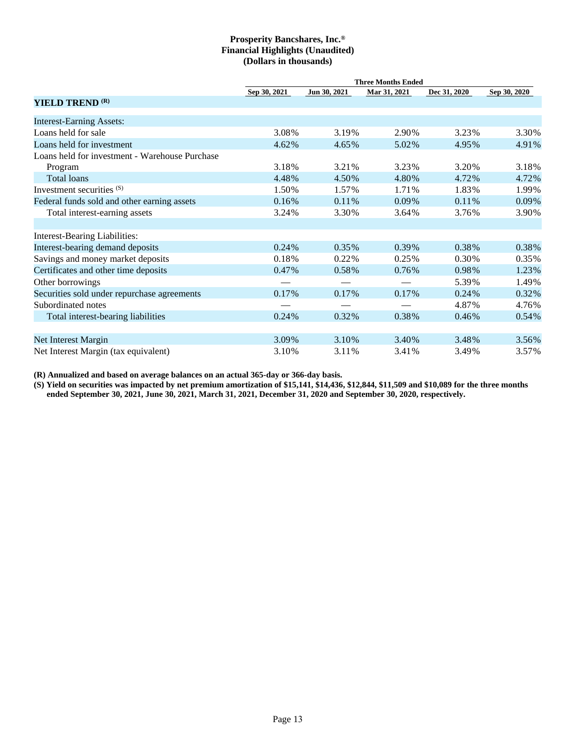**Prosperity Bancshares, Inc.®**
**Financial Highlights (Unaudited)**
**(Dollars in thousands)**

| | Three Months Ended | | | | |
|---|---|---|---|---|---|
| | Sep 30, 2021 | Jun 30, 2021 | Mar 31, 2021 | Dec 31, 2020 | Sep 30, 2020 |
| **YIELD TREND (R)** | | | | | |
| Interest-Earning Assets: | | | | | |
| Loans held for sale | 3.08% | 3.19% | 2.90% | 3.23% | 3.30% |
| Loans held for investment | 4.62% | 4.65% | 5.02% | 4.95% | 4.91% |
| Loans held for investment - Warehouse Purchase Program | 3.18% | 3.21% | 3.23% | 3.20% | 3.18% |
| Total loans | 4.48% | 4.50% | 4.80% | 4.72% | 4.72% |
| Investment securities (S) | 1.50% | 1.57% | 1.71% | 1.83% | 1.99% |
| Federal funds sold and other earning assets | 0.16% | 0.11% | 0.09% | 0.11% | 0.09% |
| Total interest-earning assets | 3.24% | 3.30% | 3.64% | 3.76% | 3.90% |
| | | | | | |
| Interest-Bearing Liabilities: | | | | | |
| Interest-bearing demand deposits | 0.24% | 0.35% | 0.39% | 0.38% | 0.38% |
| Savings and money market deposits | 0.18% | 0.22% | 0.25% | 0.30% | 0.35% |
| Certificates and other time deposits | 0.47% | 0.58% | 0.76% | 0.98% | 1.23% |
| Other borrowings | — | — | — | 5.39% | 1.49% |
| Securities sold under repurchase agreements | 0.17% | 0.17% | 0.17% | 0.24% | 0.32% |
| Subordinated notes | — | — | — | 4.87% | 4.76% |
| Total interest-bearing liabilities | 0.24% | 0.32% | 0.38% | 0.46% | 0.54% |
| | | | | | |
| Net Interest Margin | 3.09% | 3.10% | 3.40% | 3.48% | 3.56% |
| Net Interest Margin (tax equivalent) | 3.10% | 3.11% | 3.41% | 3.49% | 3.57% |

**(R) Annualized and based on average balances on an actual 365-day or 366-day basis.**

**(S) Yield on securities was impacted by net premium amortization of $15,141, $14,436, $12,844, $11,509 and $10,089 for the three months ended September 30, 2021, June 30, 2021, March 31, 2021, December 31, 2020 and September 30, 2020, respectively.**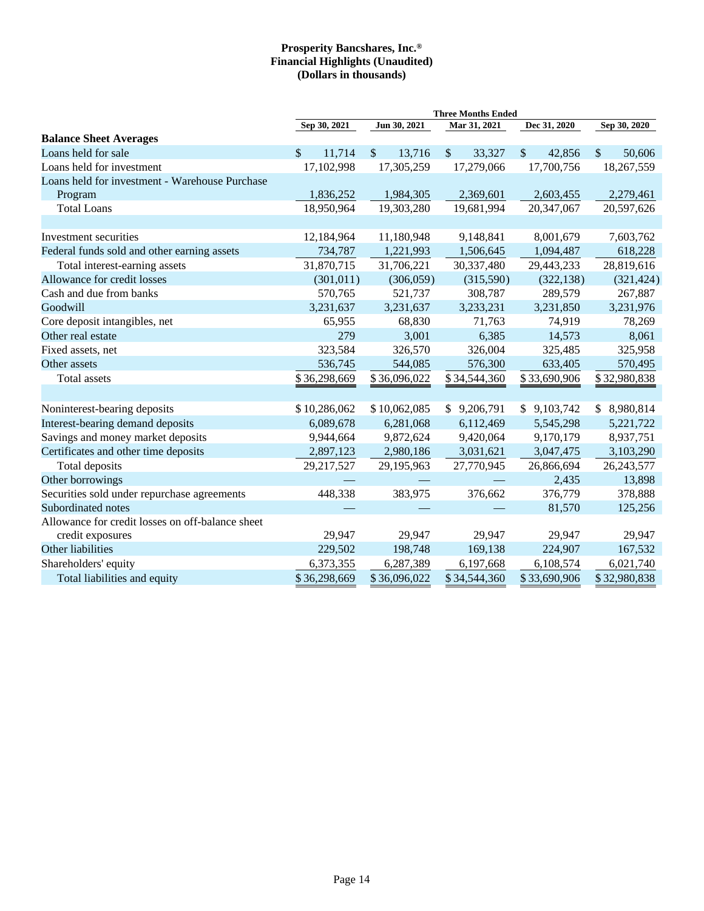**Prosperity Bancshares, Inc.®**
**Financial Highlights (Unaudited)**
**(Dollars in thousands)**

| | Three Months Ended | | | | |
|---|---|---|---|---|---|
| | Sep 30, 2021 | Jun 30, 2021 | Mar 31, 2021 | Dec 31, 2020 | Sep 30, 2020 |
| **Balance Sheet Averages** | | | | | |
| Loans held for sale | $ 11,714 | $ 13,716 | $ 33,327 | $ 42,856 | $ 50,606 |
| Loans held for investment | 17,102,998 | 17,305,259 | 17,279,066 | 17,700,756 | 18,267,559 |
| Loans held for investment - Warehouse Purchase Program | 1,836,252 | 1,984,305 | 2,369,601 | 2,603,455 | 2,279,461 |
| Total Loans | 18,950,964 | 19,303,280 | 19,681,994 | 20,347,067 | 20,597,626 |
| | | | | | |
| Investment securities | 12,184,964 | 11,180,948 | 9,148,841 | 8,001,679 | 7,603,762 |
| Federal funds sold and other earning assets | 734,787 | 1,221,993 | 1,506,645 | 1,094,487 | 618,228 |
| Total interest-earning assets | 31,870,715 | 31,706,221 | 30,337,480 | 29,443,233 | 28,819,616 |
| Allowance for credit losses | (301,011) | (306,059) | (315,590) | (322,138) | (321,424) |
| Cash and due from banks | 570,765 | 521,737 | 308,787 | 289,579 | 267,887 |
| Goodwill | 3,231,637 | 3,231,637 | 3,233,231 | 3,231,850 | 3,231,976 |
| Core deposit intangibles, net | 65,955 | 68,830 | 71,763 | 74,919 | 78,269 |
| Other real estate | 279 | 3,001 | 6,385 | 14,573 | 8,061 |
| Fixed assets, net | 323,584 | 326,570 | 326,004 | 325,485 | 325,958 |
| Other assets | 536,745 | 544,085 | 576,300 | 633,405 | 570,495 |
| Total assets | $ 36,298,669 | $ 36,096,022 | $ 34,544,360 | $ 33,690,906 | $ 32,980,838 |
| | | | | | |
| Noninterest-bearing deposits | $ 10,286,062 | $ 10,062,085 | $ 9,206,791 | $ 9,103,742 | $ 8,980,814 |
| Interest-bearing demand deposits | 6,089,678 | 6,281,068 | 6,112,469 | 5,545,298 | 5,221,722 |
| Savings and money market deposits | 9,944,664 | 9,872,624 | 9,420,064 | 9,170,179 | 8,937,751 |
| Certificates and other time deposits | 2,897,123 | 2,980,186 | 3,031,621 | 3,047,475 | 3,103,290 |
| Total deposits | 29,217,527 | 29,195,963 | 27,770,945 | 26,866,694 | 26,243,577 |
| Other borrowings | — | — | — | 2,435 | 13,898 |
| Securities sold under repurchase agreements | 448,338 | 383,975 | 376,662 | 376,779 | 378,888 |
| Subordinated notes | — | — | — | 81,570 | 125,256 |
| Allowance for credit losses on off-balance sheet credit exposures | 29,947 | 29,947 | 29,947 | 29,947 | 29,947 |
| Other liabilities | 229,502 | 198,748 | 169,138 | 224,907 | 167,532 |
| Shareholders' equity | 6,373,355 | 6,287,389 | 6,197,668 | 6,108,574 | 6,021,740 |
| Total liabilities and equity | $ 36,298,669 | $ 36,096,022 | $ 34,544,360 | $ 33,690,906 | $ 32,980,838 |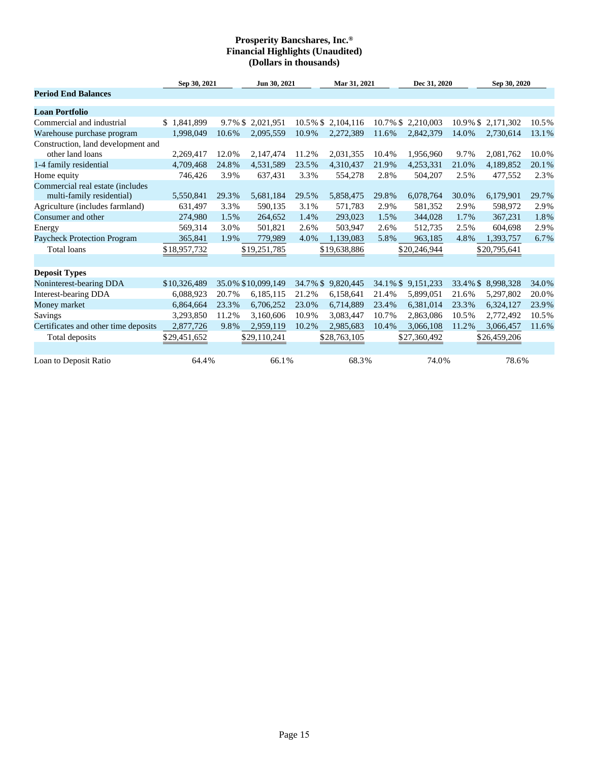# Prosperity Bancshares, Inc.®
## Financial Highlights (Unaudited)
## (Dollars in thousands)

| | Sep 30, 2021 | | Jun 30, 2021 | | Mar 31, 2021 | | Dec 31, 2020 | | Sep 30, 2020 | |
|---|---|---|---|---|---|---|---|---|---|---|
| **Period End Balances** | | | | | | | | | | |
| **Loan Portfolio** | | | | | | | | | | |
| Commercial and industrial | $ 1,841,899 | 9.7% | $ 2,021,951 | 10.5% | $ 2,104,116 | 10.7% | $ 2,210,003 | 10.9% | $ 2,171,302 | 10.5% |
| Warehouse purchase program | 1,998,049 | 10.6% | 2,095,559 | 10.9% | 2,272,389 | 11.6% | 2,842,379 | 14.0% | 2,730,614 | 13.1% |
| Construction, land development and other land loans | 2,269,417 | 12.0% | 2,147,474 | 11.2% | 2,031,355 | 10.4% | 1,956,960 | 9.7% | 2,081,762 | 10.0% |
| 1-4 family residential | 4,709,468 | 24.8% | 4,531,589 | 23.5% | 4,310,437 | 21.9% | 4,253,331 | 21.0% | 4,189,852 | 20.1% |
| Home equity | 746,426 | 3.9% | 637,431 | 3.3% | 554,278 | 2.8% | 504,207 | 2.5% | 477,552 | 2.3% |
| Commercial real estate (includes multi-family residential) | 5,550,841 | 29.3% | 5,681,184 | 29.5% | 5,858,475 | 29.8% | 6,078,764 | 30.0% | 6,179,901 | 29.7% |
| Agriculture (includes farmland) | 631,497 | 3.3% | 590,135 | 3.1% | 571,783 | 2.9% | 581,352 | 2.9% | 598,972 | 2.9% |
| Consumer and other | 274,980 | 1.5% | 264,652 | 1.4% | 293,023 | 1.5% | 344,028 | 1.7% | 367,231 | 1.8% |
| Energy | 569,314 | 3.0% | 501,821 | 2.6% | 503,947 | 2.6% | 512,735 | 2.5% | 604,698 | 2.9% |
| Paycheck Protection Program | 365,841 | 1.9% | 779,989 | 4.0% | 1,139,083 | 5.8% | 963,185 | 4.8% | 1,393,757 | 6.7% |
| Total loans | $18,957,732 | | $19,251,785 | | $19,638,886 | | $20,246,944 | | $20,795,641 | |
| | | | | | | | | | | |
| **Deposit Types** | | | | | | | | | | |
| Noninterest-bearing DDA | $10,326,489 | 35.0% | $10,099,149 | 34.7% | $ 9,820,445 | 34.1% | $ 9,151,233 | 33.4% | $ 8,998,328 | 34.0% |
| Interest-bearing DDA | 6,088,923 | 20.7% | 6,185,115 | 21.2% | 6,158,641 | 21.4% | 5,899,051 | 21.6% | 5,297,802 | 20.0% |
| Money market | 6,864,664 | 23.3% | 6,706,252 | 23.0% | 6,714,889 | 23.4% | 6,381,014 | 23.3% | 6,324,127 | 23.9% |
| Savings | 3,293,850 | 11.2% | 3,160,606 | 10.9% | 3,083,447 | 10.7% | 2,863,086 | 10.5% | 2,772,492 | 10.5% |
| Certificates and other time deposits | 2,877,726 | 9.8% | 2,959,119 | 10.2% | 2,985,683 | 10.4% | 3,066,108 | 11.2% | 3,066,457 | 11.6% |
| Total deposits | $29,451,652 | | $29,110,241 | | $28,763,105 | | $27,360,492 | | $26,459,206 | |
| | | | | | | | | | | |
| Loan to Deposit Ratio | 64.4% | | 66.1% | | 68.3% | | 74.0% | | 78.6% | |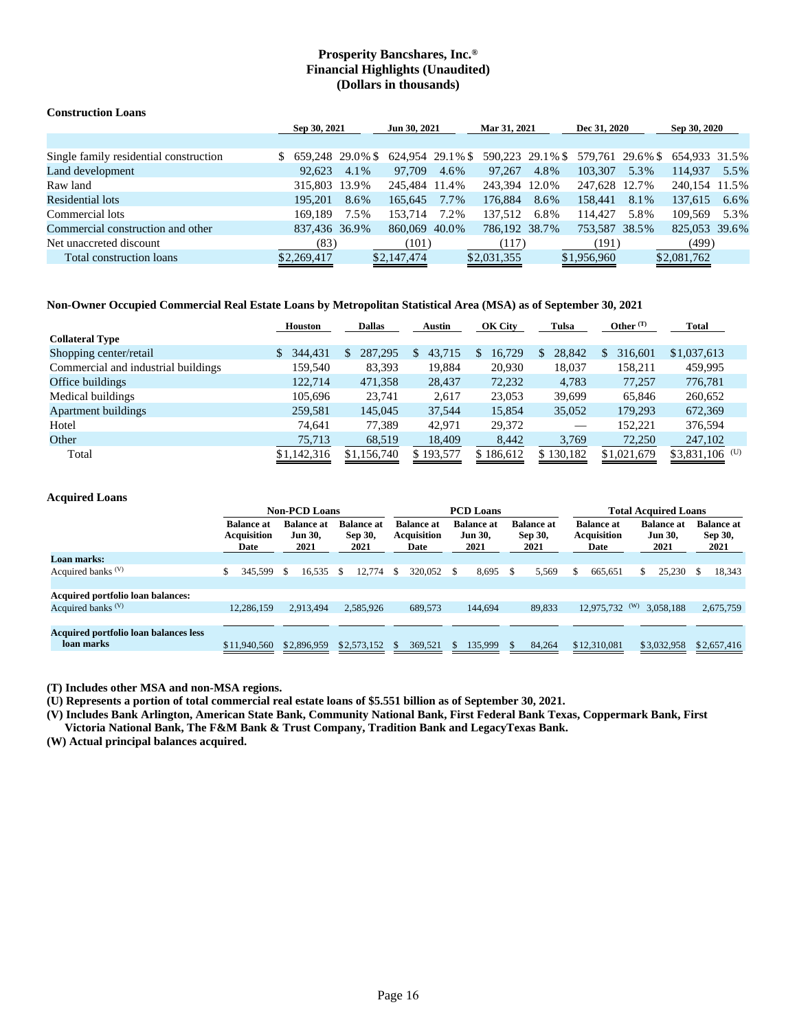# Prosperity Bancshares, Inc.®
## Financial Highlights (Unaudited)
## (Dollars in thousands)

**Construction Loans**

| | Sep 30, 2021 | | Jun 30, 2021 | | Mar 31, 2021 | | Dec 31, 2020 | | Sep 30, 2020 | |
|---|---|---|---|---|---|---|---|---|---|---|
| Single family residential construction | $ 659,248 | 29.0 % | $ 624,954 | 29.1 % | $ 590,223 | 29.1 % | $ 579,761 | 29.6 % | $ 654,933 | 31.5% |
| Land development | 92,623 | 4.1% | 97,709 | 4.6% | 97,267 | 4.8% | 103,307 | 5.3% | 114,937 | 5.5% |
| Raw land | 315,803 | 13.9% | 245,484 | 11.4% | 243,394 | 12.0% | 247,628 | 12.7% | 240,154 | 11.5% |
| Residential lots | 195,201 | 8.6% | 165,645 | 7.7% | 176,884 | 8.6% | 158,441 | 8.1% | 137,615 | 6.6% |
| Commercial lots | 169,189 | 7.5% | 153,714 | 7.2% | 137,512 | 6.8% | 114,427 | 5.8% | 109,569 | 5.3% |
| Commercial construction and other | 837,436 | 36.9% | 860,069 | 40.0% | 786,192 | 38.7% | 753,587 | 38.5% | 825,053 | 39.6% |
| Net unaccreted discount | (83) | | (101) | | (117) | | (191) | | (499) | |
| Total construction loans | $2,269,417 | | $2,147,474 | | $2,031,355 | | $1,956,960 | | $2,081,762 | |

**Non-Owner Occupied Commercial Real Estate Loans by Metropolitan Statistical Area (MSA) as of September 30, 2021**

| Collateral Type | Houston | Dallas | Austin | OK City | Tulsa | Other (T) | Total |
|---|---|---|---|---|---|---|---|
| Shopping center/retail | $ 344,431 | $ 287,295 | $ 43,715 | $ 16,729 | $ 28,842 | $ 316,601 | $1,037,613 |
| Commercial and industrial buildings | 159,540 | 83,393 | 19,884 | 20,930 | 18,037 | 158,211 | 459,995 |
| Office buildings | 122,714 | 471,358 | 28,437 | 72,232 | 4,783 | 77,257 | 776,781 |
| Medical buildings | 105,696 | 23,741 | 2,617 | 23,053 | 39,699 | 65,846 | 260,652 |
| Apartment buildings | 259,581 | 145,045 | 37,544 | 15,854 | 35,052 | 179,293 | 672,369 |
| Hotel | 74,641 | 77,389 | 42,971 | 29,372 | — | 152,221 | 376,594 |
| Other | 75,713 | 68,519 | 18,409 | 8,442 | 3,769 | 72,250 | 247,102 |
| Total | $1,142,316 | $1,156,740 | $ 193,577 | $ 186,612 | $ 130,182 | $1,021,679 | $3,831,106 (U) |

**Acquired Loans**

| | Non-PCD Loans | | | PCD Loans | | | Total Acquired Loans | | |
|---|---|---|---|---|---|---|---|---|---|
| | Balance at Acquisition Date | Balance at Jun 30, 2021 | Balance at Sep 30, 2021 | Balance at Acquisition Date | Balance at Jun 30, 2021 | Balance at Sep 30, 2021 | Balance at Acquisition Date | Balance at Jun 30, 2021 | Balance at Sep 30, 2021 |
| **Loan marks:** | | | | | | | | | |
| Acquired banks (V) | $ 345,599 | $ 16,535 | $ 12,774 | $ 320,052 | $ 8,695 | $ 5,569 | $ 665,651 | $ 25,230 | $ 18,343 |
| **Acquired portfolio loan balances:** | | | | | | | | | |
| Acquired banks (V) | 12,286,159 | 2,913,494 | 2,585,926 | 689,573 | 144,694 | 89,833 | 12,975,732 (W) | 3,058,188 | 2,675,759 |
| **Acquired portfolio loan balances less loan marks** | $11,940,560 | $2,896,959 | $2,573,152 | $ 369,521 | $ 135,999 | $ 84,264 | $12,310,081 | $3,032,958 | $2,657,416 |

**(T) Includes other MSA and non-MSA regions.**

**(U) Represents a portion of total commercial real estate loans of $5.551 billion as of September 30, 2021.**

**(V) Includes Bank Arlington, American State Bank, Community National Bank, First Federal Bank Texas, Coppermark Bank, First Victoria National Bank, The F&M Bank & Trust Company, Tradition Bank and LegacyTexas Bank.**

**(W) Actual principal balances acquired.**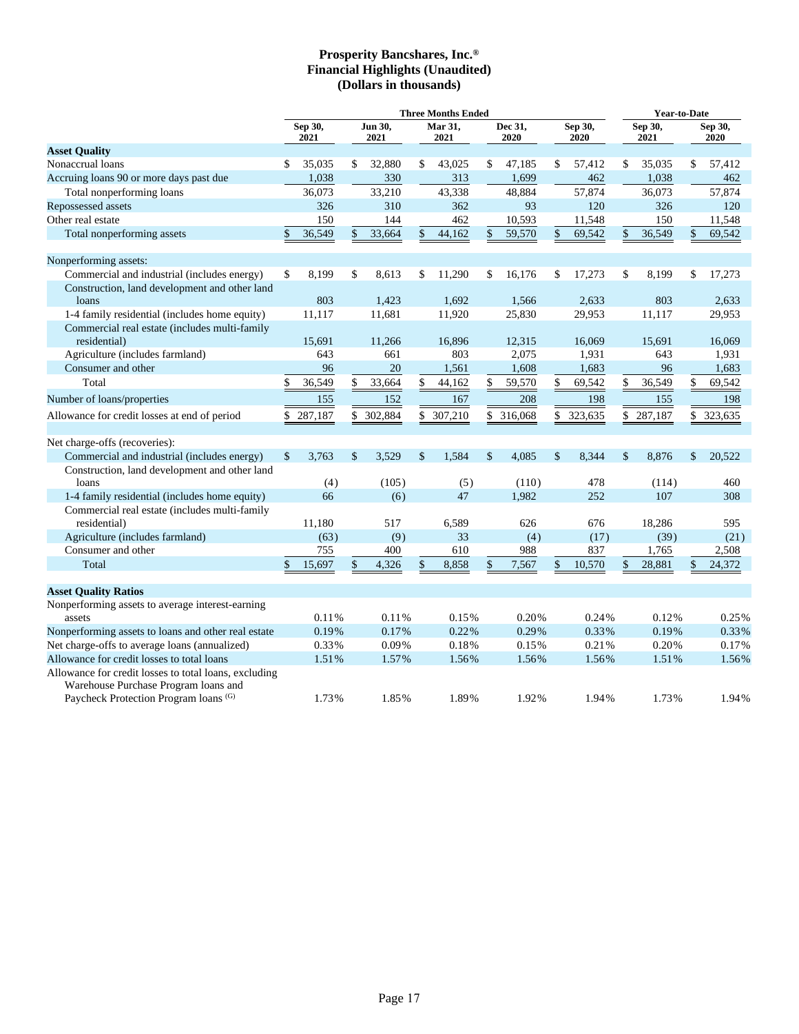# Prosperity Bancshares, Inc.®
## Financial Highlights (Unaudited)
## (Dollars in thousands)

| | Three Months Ended | | | | | Year-to-Date | |
|---|---|---|---|---|---|---|---|
| | Sep 30, 2021 | Jun 30, 2021 | Mar 31, 2021 | Dec 31, 2020 | Sep 30, 2020 | Sep 30, 2021 | Sep 30, 2020 |
| **Asset Quality** | | | | | | | |
| Nonaccrual loans | $ 35,035 | $ 32,880 | $ 43,025 | $ 47,185 | $ 57,412 | $ 35,035 | $ 57,412 |
| Accruing loans 90 or more days past due | 1,038 | 330 | 313 | 1,699 | 462 | 1,038 | 462 |
| Total nonperforming loans | 36,073 | 33,210 | 43,338 | 48,884 | 57,874 | 36,073 | 57,874 |
| Repossessed assets | 326 | 310 | 362 | 93 | 120 | 326 | 120 |
| Other real estate | 150 | 144 | 462 | 10,593 | 11,548 | 150 | 11,548 |
| Total nonperforming assets | $ 36,549 | $ 33,664 | $ 44,162 | $ 59,570 | $ 69,542 | $ 36,549 | $ 69,542 |
| | | | | | | | |
| Nonperforming assets: | | | | | | | |
| Commercial and industrial (includes energy) | $ 8,199 | $ 8,613 | $ 11,290 | $ 16,176 | $ 17,273 | $ 8,199 | $ 17,273 |
| Construction, land development and other land loans | 803 | 1,423 | 1,692 | 1,566 | 2,633 | 803 | 2,633 |
| 1-4 family residential (includes home equity) | 11,117 | 11,681 | 11,920 | 25,830 | 29,953 | 11,117 | 29,953 |
| Commercial real estate (includes multi-family residential) | 15,691 | 11,266 | 16,896 | 12,315 | 16,069 | 15,691 | 16,069 |
| Agriculture (includes farmland) | 643 | 661 | 803 | 2,075 | 1,931 | 643 | 1,931 |
| Consumer and other | 96 | 20 | 1,561 | 1,608 | 1,683 | 96 | 1,683 |
| Total | $ 36,549 | $ 33,664 | $ 44,162 | $ 59,570 | $ 69,542 | $ 36,549 | $ 69,542 |
| Number of loans/properties | 155 | 152 | 167 | 208 | 198 | 155 | 198 |
| Allowance for credit losses at end of period | $ 287,187 | $ 302,884 | $ 307,210 | $ 316,068 | $ 323,635 | $ 287,187 | $ 323,635 |
| | | | | | | | |
| Net charge-offs (recoveries): | | | | | | | |
| Commercial and industrial (includes energy) | $ 3,763 | $ 3,529 | $ 1,584 | $ 4,085 | $ 8,344 | $ 8,876 | $ 20,522 |
| Construction, land development and other land loans | (4) | (105) | (5) | (110) | 478 | (114) | 460 |
| 1-4 family residential (includes home equity) | 66 | (6) | 47 | 1,982 | 252 | 107 | 308 |
| Commercial real estate (includes multi-family residential) | 11,180 | 517 | 6,589 | 626 | 676 | 18,286 | 595 |
| Agriculture (includes farmland) | (63) | (9) | 33 | (4) | (17) | (39) | (21) |
| Consumer and other | 755 | 400 | 610 | 988 | 837 | 1,765 | 2,508 |
| Total | $ 15,697 | $ 4,326 | $ 8,858 | $ 7,567 | $ 10,570 | $ 28,881 | $ 24,372 |
| | | | | | | | |
| **Asset Quality Ratios** | | | | | | | |
| Nonperforming assets to average interest-earning assets | 0.11% | 0.11% | 0.15% | 0.20% | 0.24% | 0.12% | 0.25% |
| Nonperforming assets to loans and other real estate | 0.19% | 0.17% | 0.22% | 0.29% | 0.33% | 0.19% | 0.33% |
| Net charge-offs to average loans (annualized) | 0.33% | 0.09% | 0.18% | 0.15% | 0.21% | 0.20% | 0.17% |
| Allowance for credit losses to total loans | 1.51% | 1.57% | 1.56% | 1.56% | 1.56% | 1.51% | 1.56% |
| Allowance for credit losses to total loans, excluding Warehouse Purchase Program loans and Paycheck Protection Program loans [(G)] | 1.73% | 1.85% | 1.89% | 1.92% | 1.94% | 1.73% | 1.94% |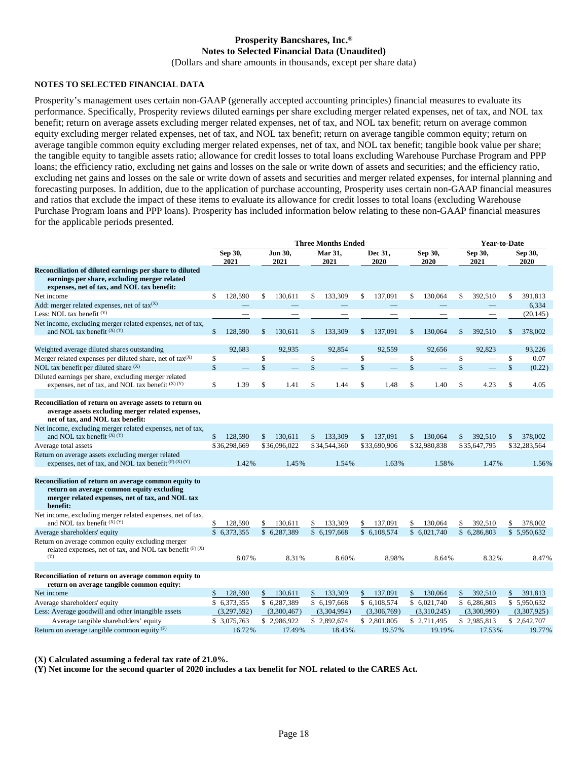# Prosperity Bancshares, Inc.®
## Notes to Selected Financial Data (Unaudited)
(Dollars and share amounts in thousands, except per share data)

### NOTES TO SELECTED FINANCIAL DATA

Prosperity's management uses certain non-GAAP (generally accepted accounting principles) financial measures to evaluate its performance. Specifically, Prosperity reviews diluted earnings per share excluding merger related expenses, net of tax, and NOL tax benefit; return on average assets excluding merger related expenses, net of tax, and NOL tax benefit; return on average common equity excluding merger related expenses, net of tax, and NOL tax benefit; return on average tangible common equity; return on average tangible common equity excluding merger related expenses, net of tax, and NOL tax benefit; tangible book value per share; the tangible equity to tangible assets ratio; allowance for credit losses to total loans excluding Warehouse Purchase Program and PPP loans; the efficiency ratio, excluding net gains and losses on the sale or write down of assets and securities; and the efficiency ratio, excluding net gains and losses on the sale or write down of assets and securities and merger related expenses, for internal planning and forecasting purposes. In addition, due to the application of purchase accounting, Prosperity uses certain non-GAAP financial measures and ratios that exclude the impact of these items to evaluate its allowance for credit losses to total loans (excluding Warehouse Purchase Program loans and PPP loans). Prosperity has included information below relating to these non-GAAP financial measures for the applicable periods presented.

| | Three Months Ended | | | | | Year-to-Date | |
|---|---|---|---|---|---|---|---|
| | Sep 30, 2021 | Jun 30, 2021 | Mar 31, 2021 | Dec 31, 2020 | Sep 30, 2020 | Sep 30, 2021 | Sep 30, 2020 |
| **Reconciliation of diluted earnings per share to diluted earnings per share, excluding merger related expenses, net of tax, and NOL tax benefit:** | | | | | | | |
| Net income | $ 128,590 | $ 130,611 | $ 133,309 | $ 137,091 | $ 130,064 | $ 392,510 | $ 391,813 |
| Add: merger related expenses, net of tax[(X)] | — | — | — | — | — | — | 6,334 |
| Less: NOL tax benefit [(Y)] | — | — | — | — | — | — | (20,145) |
| Net income, excluding merger related expenses, net of tax, and NOL tax benefit [(X) (Y)] | $ 128,590 | $ 130,611 | $ 133,309 | $ 137,091 | $ 130,064 | $ 392,510 | $ 378,002 |
| Weighted average diluted shares outstanding | 92,683 | 92,935 | 92,854 | 92,559 | 92,656 | 92,823 | 93,226 |
| Merger related expenses per diluted share, net of tax[(X)] | $ — | $ — | $ — | $ — | $ — | $ — | $ 0.07 |
| NOL tax benefit per diluted share [(X)] | $ — | $ — | $ — | $ — | $ — | $ — | $ (0.22) |
| Diluted earnings per share, excluding merger related expenses, net of tax, and NOL tax benefit [(X) (Y)] | $ 1.39 | $ 1.41 | $ 1.44 | $ 1.48 | $ 1.40 | $ 4.23 | $ 4.05 |
| **Reconciliation of return on average assets to return on average assets excluding merger related expenses, net of tax, and NOL tax benefit:** | | | | | | | |
| Net income, excluding merger related expenses, net of tax, and NOL tax benefit [(X) (Y)] | $ 128,590 | $ 130,611 | $ 133,309 | $ 137,091 | $ 130,064 | $ 392,510 | $ 378,002 |
| Average total assets | $36,298,669 | $36,096,022 | $34,544,360 | $33,690,906 | $32,980,838 | $35,647,795 | $32,283,564 |
| Return on average assets excluding merger related expenses, net of tax, and NOL tax benefit [(F) (X) (Y)] | 1.42% | 1.45% | 1.54% | 1.63% | 1.58% | 1.47% | 1.56% |
| **Reconciliation of return on average common equity to return on average common equity excluding merger related expenses, net of tax, and NOL tax benefit:** | | | | | | | |
| Net income, excluding merger related expenses, net of tax, and NOL tax benefit [(X) (Y)] | $ 128,590 | $ 130,611 | $ 133,309 | $ 137,091 | $ 130,064 | $ 392,510 | $ 378,002 |
| Average shareholders' equity | $ 6,373,355 | $ 6,287,389 | $ 6,197,668 | $ 6,108,574 | $ 6,021,740 | $ 6,286,803 | $ 5,950,632 |
| Return on average common equity excluding merger related expenses, net of tax, and NOL tax benefit [(F) (X) (Y)] | 8.07% | 8.31% | 8.60% | 8.98% | 8.64% | 8.32% | 8.47% |
| **Reconciliation of return on average common equity to return on average tangible common equity:** | | | | | | | |
| Net income | $ 128,590 | $ 130,611 | $ 133,309 | $ 137,091 | $ 130,064 | $ 392,510 | $ 391,813 |
| Average shareholders' equity | $ 6,373,355 | $ 6,287,389 | $ 6,197,668 | $ 6,108,574 | $ 6,021,740 | $ 6,286,803 | $ 5,950,632 |
| Less: Average goodwill and other intangible assets | (3,297,592) | (3,300,467) | (3,304,994) | (3,306,769) | (3,310,245) | (3,300,990) | (3,307,925) |
| Average tangible shareholders' equity | $ 3,075,763 | $ 2,986,922 | $ 2,892,674 | $ 2,801,805 | $ 2,711,495 | $ 2,985,813 | $ 2,642,707 |
| Return on average tangible common equity [(F)] | 16.72% | 17.49% | 18.43% | 19.57% | 19.19% | 17.53% | 19.77% |

**(X) Calculated assuming a federal tax rate of 21.0%.**

**(Y) Net income for the second quarter of 2020 includes a tax benefit for NOL related to the CARES Act.**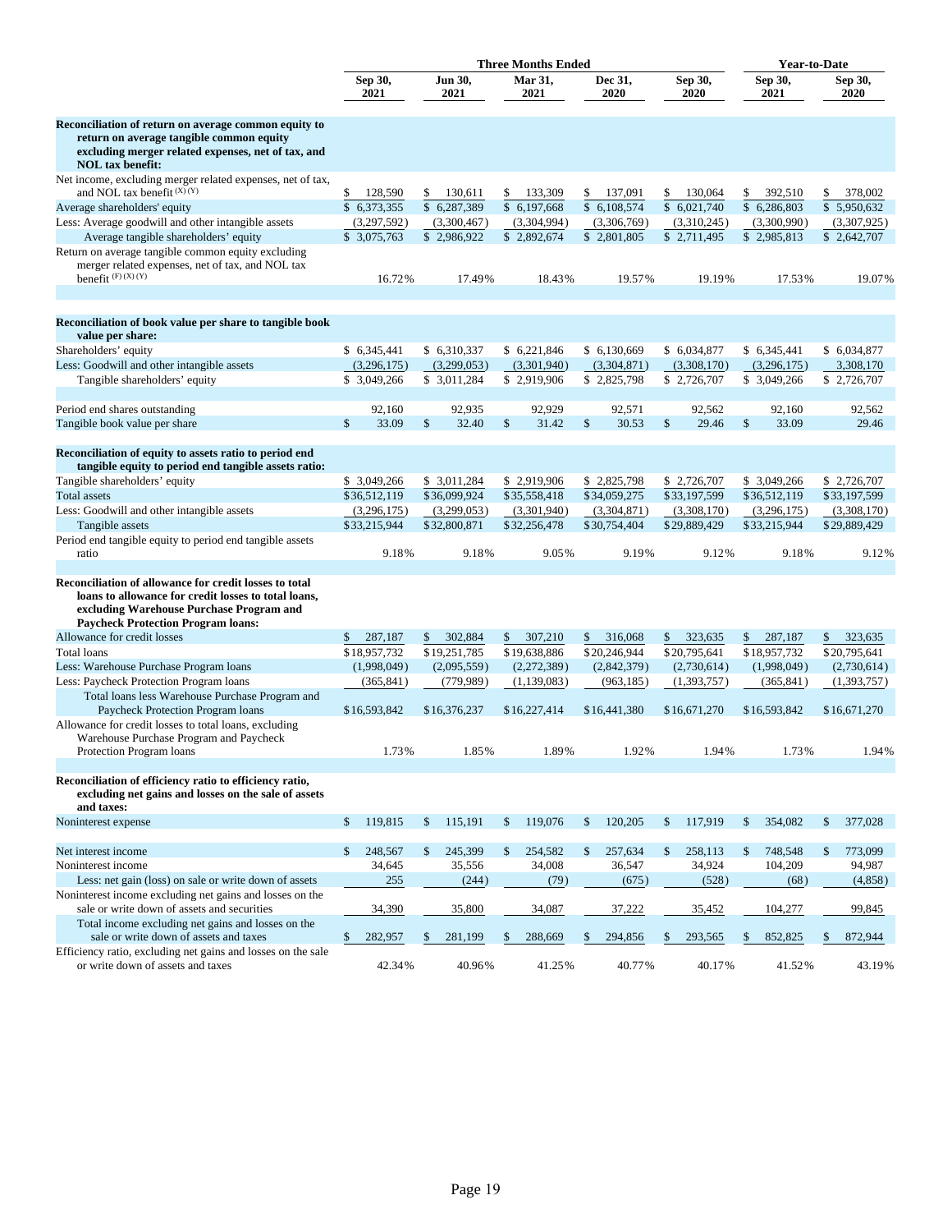| | Three Months Ended | | | | | Year-to-Date | |
|---|---|---|---|---|---|---|---|
| | Sep 30, 2021 | Jun 30, 2021 | Mar 31, 2021 | Dec 31, 2020 | Sep 30, 2020 | Sep 30, 2021 | Sep 30, 2020 |
| **Reconciliation of return on average common equity to return on average tangible common equity excluding merger related expenses, net of tax, and NOL tax benefit:** | | | | | | | |
| Net income, excluding merger related expenses, net of tax, and NOL tax benefit (X) (Y) | $ 128,590 | $ 130,611 | $ 133,309 | $ 137,091 | $ 130,064 | $ 392,510 | $ 378,002 |
| Average shareholders' equity | $ 6,373,355 | $ 6,287,389 | $ 6,197,668 | $ 6,108,574 | $ 6,021,740 | $ 6,286,803 | $ 5,950,632 |
| Less: Average goodwill and other intangible assets | (3,297,592) | (3,300,467) | (3,304,994) | (3,306,769) | (3,310,245) | (3,300,990) | (3,307,925) |
| Average tangible shareholders' equity | $ 3,075,763 | $ 2,986,922 | $ 2,892,674 | $ 2,801,805 | $ 2,711,495 | $ 2,985,813 | $ 2,642,707 |
| Return on average tangible common equity excluding merger related expenses, net of tax, and NOL tax benefit (F) (X) (Y) | 16.72% | 17.49% | 18.43% | 19.57% | 19.19% | 17.53% | 19.07% |
| **Reconciliation of book value per share to tangible book value per share:** | | | | | | | |
| Shareholders' equity | $ 6,345,441 | $ 6,310,337 | $ 6,221,846 | $ 6,130,669 | $ 6,034,877 | $ 6,345,441 | $ 6,034,877 |
| Less: Goodwill and other intangible assets | (3,296,175) | (3,299,053) | (3,301,940) | (3,304,871) | (3,308,170) | (3,296,175) | 3,308,170 |
| Tangible shareholders' equity | $ 3,049,266 | $ 3,011,284 | $ 2,919,906 | $ 2,825,798 | $ 2,726,707 | $ 3,049,266 | $ 2,726,707 |
| Period end shares outstanding | 92,160 | 92,935 | 92,929 | 92,571 | 92,562 | 92,160 | 92,562 |
| Tangible book value per share | $ 33.09 | $ 32.40 | $ 31.42 | $ 30.53 | $ 29.46 | $ 33.09 | 29.46 |
| **Reconciliation of equity to assets ratio to period end tangible equity to period end tangible assets ratio:** | | | | | | | |
| Tangible shareholders' equity | $ 3,049,266 | $ 3,011,284 | $ 2,919,906 | $ 2,825,798 | $ 2,726,707 | $ 3,049,266 | $ 2,726,707 |
| Total assets | $36,512,119 | $36,099,924 | $35,558,418 | $34,059,275 | $33,197,599 | $36,512,119 | $33,197,599 |
| Less: Goodwill and other intangible assets | (3,296,175) | (3,299,053) | (3,301,940) | (3,304,871) | (3,308,170) | (3,296,175) | (3,308,170) |
| Tangible assets | $33,215,944 | $32,800,871 | $32,256,478 | $30,754,404 | $29,889,429 | $33,215,944 | $29,889,429 |
| Period end tangible equity to period end tangible assets ratio | 9.18% | 9.18% | 9.05% | 9.19% | 9.12% | 9.18% | 9.12% |
| **Reconciliation of allowance for credit losses to total loans to allowance for credit losses to total loans, excluding Warehouse Purchase Program and Paycheck Protection Program loans:** | | | | | | | |
| Allowance for credit losses | $ 287,187 | $ 302,884 | $ 307,210 | $ 316,068 | $ 323,635 | $ 287,187 | $ 323,635 |
| Total loans | $18,957,732 | $19,251,785 | $19,638,886 | $20,246,944 | $20,795,641 | $18,957,732 | $20,795,641 |
| Less: Warehouse Purchase Program loans | (1,998,049) | (2,095,559) | (2,272,389) | (2,842,379) | (2,730,614) | (1,998,049) | (2,730,614) |
| Less: Paycheck Protection Program loans | (365,841) | (779,989) | (1,139,083) | (963,185) | (1,393,757) | (365,841) | (1,393,757) |
| Total loans less Warehouse Purchase Program and Paycheck Protection Program loans | $16,593,842 | $16,376,237 | $16,227,414 | $16,441,380 | $16,671,270 | $16,593,842 | $16,671,270 |
| Allowance for credit losses to total loans, excluding Warehouse Purchase Program and Paycheck Protection Program loans | 1.73% | 1.85% | 1.89% | 1.92% | 1.94% | 1.73% | 1.94% |
| **Reconciliation of efficiency ratio to efficiency ratio, excluding net gains and losses on the sale of assets and taxes:** | | | | | | | |
| Noninterest expense | $ 119,815 | $ 115,191 | $ 119,076 | $ 120,205 | $ 117,919 | $ 354,082 | $ 377,028 |
| Net interest income | $ 248,567 | $ 245,399 | $ 254,582 | $ 257,634 | $ 258,113 | $ 748,548 | $ 773,099 |
| Noninterest income | 34,645 | 35,556 | 34,008 | 36,547 | 34,924 | 104,209 | 94,987 |
| Less: net gain (loss) on sale or write down of assets | 255 | (244) | (79) | (675) | (528) | (68) | (4,858) |
| Noninterest income excluding net gains and losses on the sale or write down of assets and securities | 34,390 | 35,800 | 34,087 | 37,222 | 35,452 | 104,277 | 99,845 |
| Total income excluding net gains and losses on the sale or write down of assets and taxes | $ 282,957 | $ 281,199 | $ 288,669 | $ 294,856 | $ 293,565 | $ 852,825 | $ 872,944 |
| Efficiency ratio, excluding net gains and losses on the sale or write down of assets and taxes | 42.34% | 40.96% | 41.25% | 40.77% | 40.17% | 41.52% | 43.19% |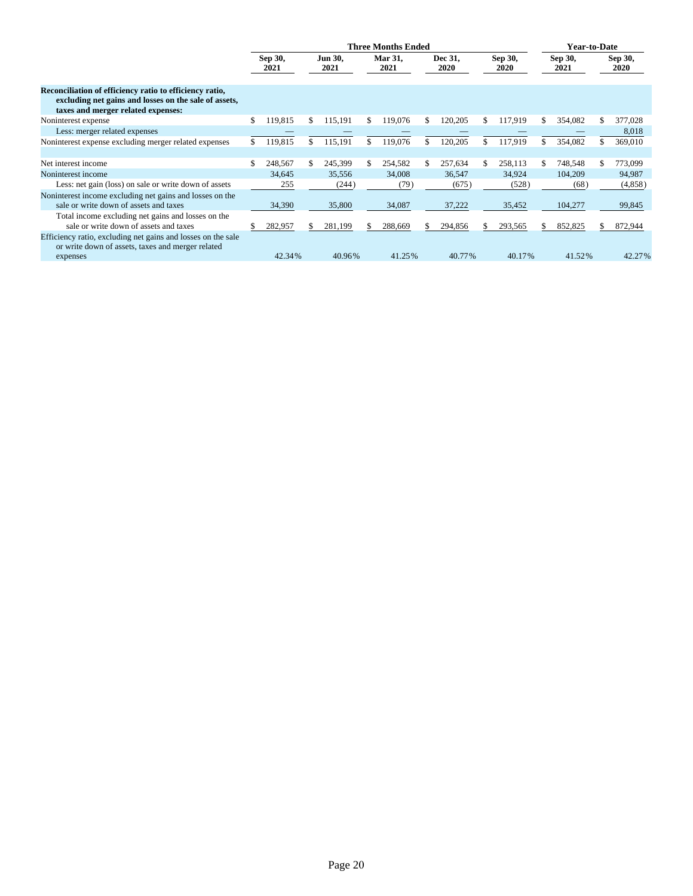| | Three Months Ended | | | | | Year-to-Date | |
|---|---|---|---|---|---|---|---|
| | Sep 30, 2021 | Jun 30, 2021 | Mar 31, 2021 | Dec 31, 2020 | Sep 30, 2020 | Sep 30, 2021 | Sep 30, 2020 |
| **Reconciliation of efficiency ratio to efficiency ratio, excluding net gains and losses on the sale of assets, taxes and merger related expenses:** | | | | | | | |
| Noninterest expense | $ 119,815 | $ 115,191 | $ 119,076 | $ 120,205 | $ 117,919 | $ 354,082 | $ 377,028 |
| Less: merger related expenses | — | — | — | — | — | — | 8,018 |
| Noninterest expense excluding merger related expenses | $ 119,815 | $ 115,191 | $ 119,076 | $ 120,205 | $ 117,919 | $ 354,082 | $ 369,010 |
| | | | | | | | |
| Net interest income | $ 248,567 | $ 245,399 | $ 254,582 | $ 257,634 | $ 258,113 | $ 748,548 | $ 773,099 |
| Noninterest income | 34,645 | 35,556 | 34,008 | 36,547 | 34,924 | 104,209 | 94,987 |
| Less: net gain (loss) on sale or write down of assets | 255 | (244) | (79) | (675) | (528) | (68) | (4,858) |
| Noninterest income excluding net gains and losses on the sale or write down of assets and taxes | 34,390 | 35,800 | 34,087 | 37,222 | 35,452 | 104,277 | 99,845 |
| Total income excluding net gains and losses on the sale or write down of assets and taxes | $ 282,957 | $ 281,199 | $ 288,669 | $ 294,856 | $ 293,565 | $ 852,825 | $ 872,944 |
| Efficiency ratio, excluding net gains and losses on the sale or write down of assets, taxes and merger related expenses | 42.34% | 40.96% | 41.25% | 40.77% | 40.17% | 41.52% | 42.27% |